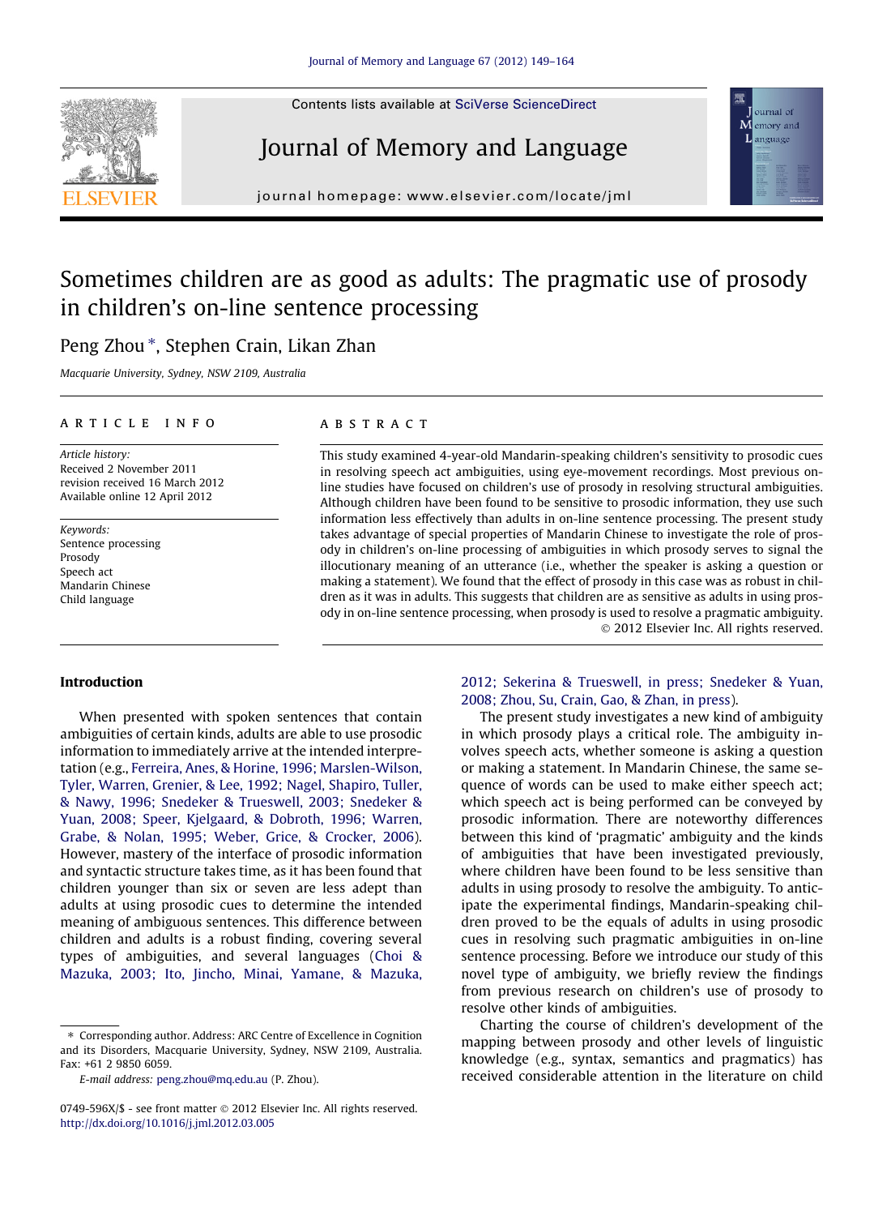Contents lists available at SciVerse ScienceDirect

# Journal of Memory and Language

journal homepage: www.elsevier.com/locate/jml

# Sometimes children are as good as adults: The pragmatic use of prosody in children's on-line sentence processing

Peng Zhou *, Stephen Crain, Likan Zhan

*Macquarie University, Sydney, NSW 2109, Australia*

**ARTICLE INFO**

*Article history:*
Received 2 November 2011
revision received 16 March 2012
Available online 12 April 2012

*Keywords:*
Sentence processing
Prosody
Speech act
Mandarin Chinese
Child language

**ABSTRACT**

This study examined 4-year-old Mandarin-speaking children's sensitivity to prosodic cues in resolving speech act ambiguities, using eye-movement recordings. Most previous on-line studies have focused on children's use of prosody in resolving structural ambiguities. Although children have been found to be sensitive to prosodic information, they use such information less effectively than adults in on-line sentence processing. The present study takes advantage of special properties of Mandarin Chinese to investigate the role of prosody in children's on-line processing of ambiguities in which prosody serves to signal the illocutionary meaning of an utterance (i.e., whether the speaker is asking a question or making a statement). We found that the effect of prosody in this case was as robust in children as it was in adults. This suggests that children are as sensitive as adults in using prosody in on-line sentence processing, when prosody is used to resolve a pragmatic ambiguity.

© 2012 Elsevier Inc. All rights reserved.

## Introduction

When presented with spoken sentences that contain ambiguities of certain kinds, adults are able to use prosodic information to immediately arrive at the intended interpretation (e.g., Ferreira, Anes, & Horine, 1996; Marslen-Wilson, Tyler, Warren, Grenier, & Lee, 1992; Nagel, Shapiro, Tuller, & Nawy, 1996; Snedeker & Trueswell, 2003; Snedeker & Yuan, 2008; Speer, Kjelgaard, & Dobroth, 1996; Warren, Grabe, & Nolan, 1995; Weber, Grice, & Crocker, 2006). However, mastery of the interface of prosodic information and syntactic structure takes time, as it has been found that children younger than six or seven are less adept than adults at using prosodic cues to determine the intended meaning of ambiguous sentences. This difference between children and adults is a robust finding, covering several types of ambiguities, and several languages (Choi & Mazuka, 2003; Ito, Jincho, Minai, Yamane, & Mazuka, 2012; Sekerina & Trueswell, in press; Snedeker & Yuan, 2008; Zhou, Su, Crain, Gao, & Zhan, in press).

The present study investigates a new kind of ambiguity in which prosody plays a critical role. The ambiguity involves speech acts, whether someone is asking a question or making a statement. In Mandarin Chinese, the same sequence of words can be used to make either speech act; which speech act is being performed can be conveyed by prosodic information. There are noteworthy differences between this kind of 'pragmatic' ambiguity and the kinds of ambiguities that have been investigated previously, where children have been found to be less sensitive than adults in using prosody to resolve the ambiguity. To anticipate the experimental findings, Mandarin-speaking children proved to be the equals of adults in using prosodic cues in resolving such pragmatic ambiguities in on-line sentence processing. Before we introduce our study of this novel type of ambiguity, we briefly review the findings from previous research on children's use of prosody to resolve other kinds of ambiguities.

Charting the course of children's development of the mapping between prosody and other levels of linguistic knowledge (e.g., syntax, semantics and pragmatics) has received considerable attention in the literature on child

---

* Corresponding author. Address: ARC Centre of Excellence in Cognition and its Disorders, Macquarie University, Sydney, NSW 2109, Australia. Fax: +61 2 9850 6059.

*E-mail address:* peng.zhou@mq.edu.au (P. Zhou).

0749-596X/$ - see front matter © 2012 Elsevier Inc. All rights reserved.
http://dx.doi.org/10.1016/j.jml.2012.03.005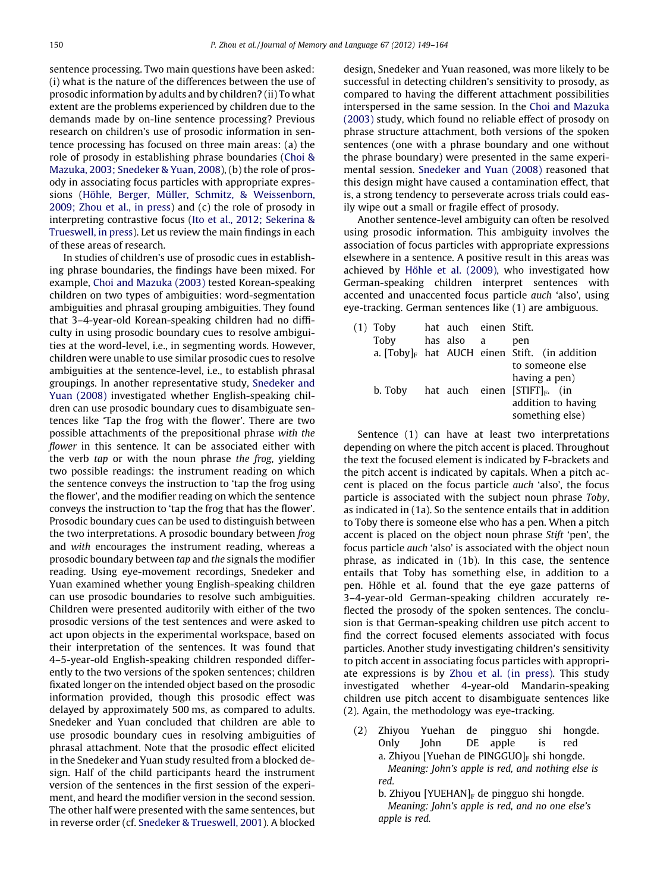sentence processing. Two main questions have been asked: (i) what is the nature of the differences between the use of prosodic information by adults and by children? (ii) To what extent are the problems experienced by children due to the demands made by on-line sentence processing? Previous research on children's use of prosodic information in sentence processing has focused on three main areas: (a) the role of prosody in establishing phrase boundaries (Choi & Mazuka, 2003; Snedeker & Yuan, 2008), (b) the role of prosody in associating focus particles with appropriate expressions (Höhle, Berger, Müller, Schmitz, & Weissenborn, 2009; Zhou et al., in press) and (c) the role of prosody in interpreting contrastive focus (Ito et al., 2012; Sekerina & Trueswell, in press). Let us review the main findings in each of these areas of research.

In studies of children's use of prosodic cues in establishing phrase boundaries, the findings have been mixed. For example, Choi and Mazuka (2003) tested Korean-speaking children on two types of ambiguities: word-segmentation ambiguities and phrasal grouping ambiguities. They found that 3–4-year-old Korean-speaking children had no difficulty in using prosodic boundary cues to resolve ambiguities at the word-level, i.e., in segmenting words. However, children were unable to use similar prosodic cues to resolve ambiguities at the sentence-level, i.e., to establish phrasal groupings. In another representative study, Snedeker and Yuan (2008) investigated whether English-speaking children can use prosodic boundary cues to disambiguate sentences like 'Tap the frog with the flower'. There are two possible attachments of the prepositional phrase *with the flower* in this sentence. It can be associated either with the verb *tap* or with the noun phrase *the frog*, yielding two possible readings: the instrument reading on which the sentence conveys the instruction to 'tap the frog using the flower', and the modifier reading on which the sentence conveys the instruction to 'tap the frog that has the flower'. Prosodic boundary cues can be used to distinguish between the two interpretations. A prosodic boundary between *frog* and *with* encourages the instrument reading, whereas a prosodic boundary between *tap* and *the* signals the modifier reading. Using eye-movement recordings, Snedeker and Yuan examined whether young English-speaking children can use prosodic boundaries to resolve such ambiguities. Children were presented auditorily with either of the two prosodic versions of the test sentences and were asked to act upon objects in the experimental workspace, based on their interpretation of the sentences. It was found that 4–5-year-old English-speaking children responded differently to the two versions of the spoken sentences; children fixated longer on the intended object based on the prosodic information provided, though this prosodic effect was delayed by approximately 500 ms, as compared to adults. Snedeker and Yuan concluded that children are able to use prosodic boundary cues in resolving ambiguities of phrasal attachment. Note that the prosodic effect elicited in the Snedeker and Yuan study resulted from a blocked design. Half of the child participants heard the instrument version of the sentences in the first session of the experiment, and heard the modifier version in the second session. The other half were presented with the same sentences, but in reverse order (cf. Snedeker & Trueswell, 2001). A blocked design, Snedeker and Yuan reasoned, was more likely to be successful in detecting children's sensitivity to prosody, as compared to having the different attachment possibilities interspersed in the same session. In the Choi and Mazuka (2003) study, which found no reliable effect of prosody on phrase structure attachment, both versions of the spoken sentences (one with a phrase boundary and one without the phrase boundary) were presented in the same experimental session. Snedeker and Yuan (2008) reasoned that this design might have caused a contamination effect, that is, a strong tendency to perseverate across trials could easily wipe out a small or fragile effect of prosody.

Another sentence-level ambiguity can often be resolved using prosodic information. This ambiguity involves the association of focus particles with appropriate expressions elsewhere in a sentence. A positive result in this areas was achieved by Höhle et al. (2009), who investigated how German-speaking children interpret sentences with accented and unaccented focus particle *auch* 'also', using eye-tracking. German sentences like (1) are ambiguous.

(1) Toby hat auch einen Stift.
 Toby has also a pen
 a. [Toby]$_F$ hat AUCH einen Stift. (in addition to someone else having a pen)
 b. Toby hat auch einen [STIFT]$_F$. (in addition to having something else)

Sentence (1) can have at least two interpretations depending on where the pitch accent is placed. Throughout the text the focused element is indicated by F-brackets and the pitch accent is indicated by capitals. When a pitch accent is placed on the focus particle *auch* 'also', the focus particle is associated with the subject noun phrase *Toby*, as indicated in (1a). So the sentence entails that in addition to Toby there is someone else who has a pen. When a pitch accent is placed on the object noun phrase *Stift* 'pen', the focus particle *auch* 'also' is associated with the object noun phrase, as indicated in (1b). In this case, the sentence entails that Toby has something else, in addition to a pen. Höhle et al. found that the eye gaze patterns of 3–4-year-old German-speaking children accurately reflected the prosody of the spoken sentences. The conclusion is that German-speaking children use pitch accent to find the correct focused elements associated with focus particles. Another study investigating children's sensitivity to pitch accent in associating focus particles with appropriate expressions is by Zhou et al. (in press). This study investigated whether 4-year-old Mandarin-speaking children use pitch accent to disambiguate sentences like (2). Again, the methodology was eye-tracking.

(2) Zhiyou Yuehan de pingguo shi hongde.
 Only John DE apple is red
 a. Zhiyou [Yuehan de PINGGUO]$_F$ shi hongde.
 *Meaning: John's apple is red, and nothing else is red.*
 b. Zhiyou [YUEHAN]$_F$ de pingguo shi hongde.
 *Meaning: John's apple is red, and no one else's apple is red.*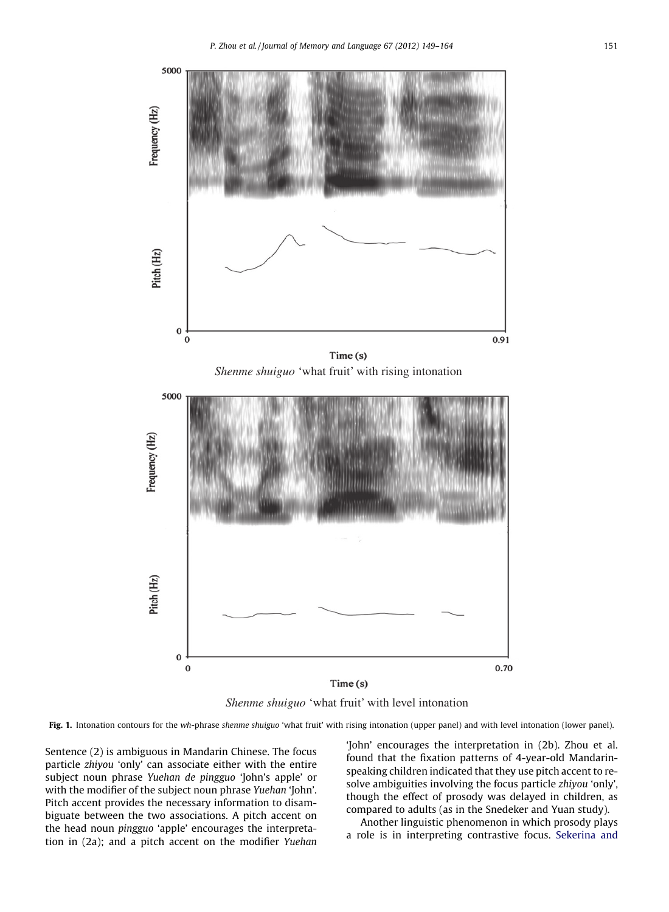*Shenme shuiguo* 'what fruit' with rising intonation

*Shenme shuiguo* 'what fruit' with level intonation

**Fig. 1.** Intonation contours for the *wh*-phrase *shenme shuiguo* 'what fruit' with rising intonation (upper panel) and with level intonation (lower panel).

Sentence (2) is ambiguous in Mandarin Chinese. The focus particle *zhiyou* 'only' can associate either with the entire subject noun phrase *Yuehan de pingguo* 'John's apple' or with the modifier of the subject noun phrase *Yuehan* 'John'. Pitch accent provides the necessary information to disambiguate between the two associations. A pitch accent on the head noun *pingguo* 'apple' encourages the interpretation in (2a); and a pitch accent on the modifier *Yuehan* 'John' encourages the interpretation in (2b). Zhou et al. found that the fixation patterns of 4-year-old Mandarin-speaking children indicated that they use pitch accent to resolve ambiguities involving the focus particle *zhiyou* 'only', though the effect of prosody was delayed in children, as compared to adults (as in the Snedeker and Yuan study).

Another linguistic phenomenon in which prosody plays a role is in interpreting contrastive focus. Sekerina and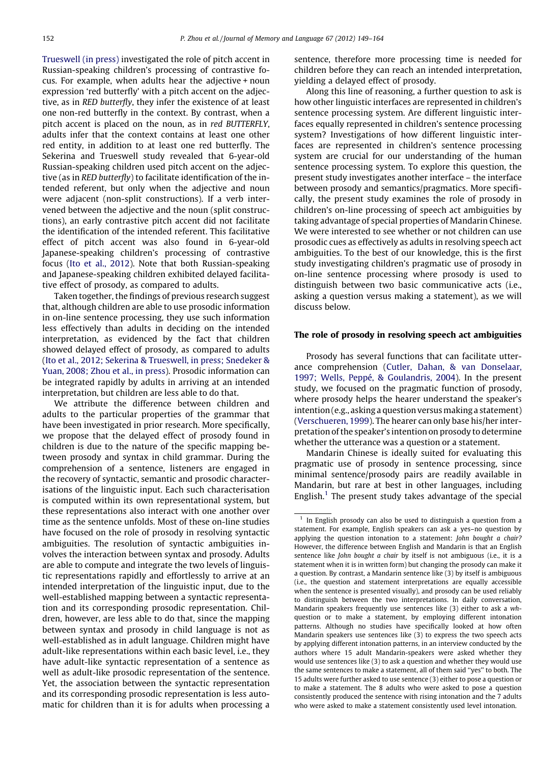Trueswell (in press) investigated the role of pitch accent in Russian-speaking children's processing of contrastive focus. For example, when adults hear the adjective + noun expression 'red butterfly' with a pitch accent on the adjective, as in *RED butterfly*, they infer the existence of at least one non-red butterfly in the context. By contrast, when a pitch accent is placed on the noun, as in *red BUTTERFLY*, adults infer that the context contains at least one other red entity, in addition to at least one red butterfly. The Sekerina and Trueswell study revealed that 6-year-old Russian-speaking children used pitch accent on the adjective (as in *RED butterfly*) to facilitate identification of the intended referent, but only when the adjective and noun were adjacent (non-split constructions). If a verb intervened between the adjective and the noun (split constructions), an early contrastive pitch accent did not facilitate the identification of the intended referent. This facilitative effect of pitch accent was also found in 6-year-old Japanese-speaking children's processing of contrastive focus (Ito et al., 2012). Note that both Russian-speaking and Japanese-speaking children exhibited delayed facilitative effect of prosody, as compared to adults.

Taken together, the findings of previous research suggest that, although children are able to use prosodic information in on-line sentence processing, they use such information less effectively than adults in deciding on the intended interpretation, as evidenced by the fact that children showed delayed effect of prosody, as compared to adults (Ito et al., 2012; Sekerina & Trueswell, in press; Snedeker & Yuan, 2008; Zhou et al., in press). Prosodic information can be integrated rapidly by adults in arriving at an intended interpretation, but children are less able to do that.

We attribute the difference between children and adults to the particular properties of the grammar that have been investigated in prior research. More specifically, we propose that the delayed effect of prosody found in children is due to the nature of the specific mapping between prosody and syntax in child grammar. During the comprehension of a sentence, listeners are engaged in the recovery of syntactic, semantic and prosodic characterisations of the linguistic input. Each such characterisation is computed within its own representational system, but these representations also interact with one another over time as the sentence unfolds. Most of these on-line studies have focused on the role of prosody in resolving syntactic ambiguities. The resolution of syntactic ambiguities involves the interaction between syntax and prosody. Adults are able to compute and integrate the two levels of linguistic representations rapidly and effortlessly to arrive at an intended interpretation of the linguistic input, due to the well-established mapping between a syntactic representation and its corresponding prosodic representation. Children, however, are less able to do that, since the mapping between syntax and prosody in child language is not as well-established as in adult language. Children might have adult-like representations within each basic level, i.e., they have adult-like syntactic representation of a sentence as well as adult-like prosodic representation of the sentence. Yet, the association between the syntactic representation and its corresponding prosodic representation is less automatic for children than it is for adults when processing a sentence, therefore more processing time is needed for children before they can reach an intended interpretation, yielding a delayed effect of prosody.

Along this line of reasoning, a further question to ask is how other linguistic interfaces are represented in children's sentence processing system. Are different linguistic interfaces equally represented in children's sentence processing system? Investigations of how different linguistic interfaces are represented in children's sentence processing system are crucial for our understanding of the human sentence processing system. To explore this question, the present study investigates another interface – the interface between prosody and semantics/pragmatics. More specifically, the present study examines the role of prosody in children's on-line processing of speech act ambiguities by taking advantage of special properties of Mandarin Chinese. We were interested to see whether or not children can use prosodic cues as effectively as adults in resolving speech act ambiguities. To the best of our knowledge, this is the first study investigating children's pragmatic use of prosody in on-line sentence processing where prosody is used to distinguish between two basic communicative acts (i.e., asking a question versus making a statement), as we will discuss below.

## The role of prosody in resolving speech act ambiguities

Prosody has several functions that can facilitate utterance comprehension (Cutler, Dahan, & van Donselaar, 1997; Wells, Peppé, & Goulandris, 2004). In the present study, we focused on the pragmatic function of prosody, where prosody helps the hearer understand the speaker's intention (e.g., asking a question versus making a statement) (Verschueren, 1999). The hearer can only base his/her interpretation of the speaker's intention on prosody to determine whether the utterance was a question or a statement.

Mandarin Chinese is ideally suited for evaluating this pragmatic use of prosody in sentence processing, since minimal sentence/prosody pairs are readily available in Mandarin, but rare at best in other languages, including English.[1] The present study takes advantage of the special

[1] In English prosody can also be used to distinguish a question from a statement. For example, English speakers can ask a yes–no question by applying the question intonation to a statement: *John bought a chair?* However, the difference between English and Mandarin is that an English sentence like *John bought a chair* by itself is not ambiguous (i.e., it is a statement when it is in written form) but changing the prosody can make it a question. By contrast, a Mandarin sentence like (3) by itself is ambiguous (i.e., the question and statement interpretations are equally accessible when the sentence is presented visually), and prosody can be used reliably to distinguish between the two interpretations. In daily conversation, Mandarin speakers frequently use sentences like (3) either to ask a *wh*-question or to make a statement, by employing different intonation patterns. Although no studies have specifically looked at how often Mandarin speakers use sentences like (3) to express the two speech acts by applying different intonation patterns, in an interview conducted by the authors where 15 adult Mandarin-speakers were asked whether they would use sentences like (3) to ask a question and whether they would use the same sentences to make a statement, all of them said "yes" to both. The 15 adults were further asked to use sentence (3) either to pose a question or to make a statement. The 8 adults who were asked to pose a question consistently produced the sentence with rising intonation and the 7 adults who were asked to make a statement consistently used level intonation.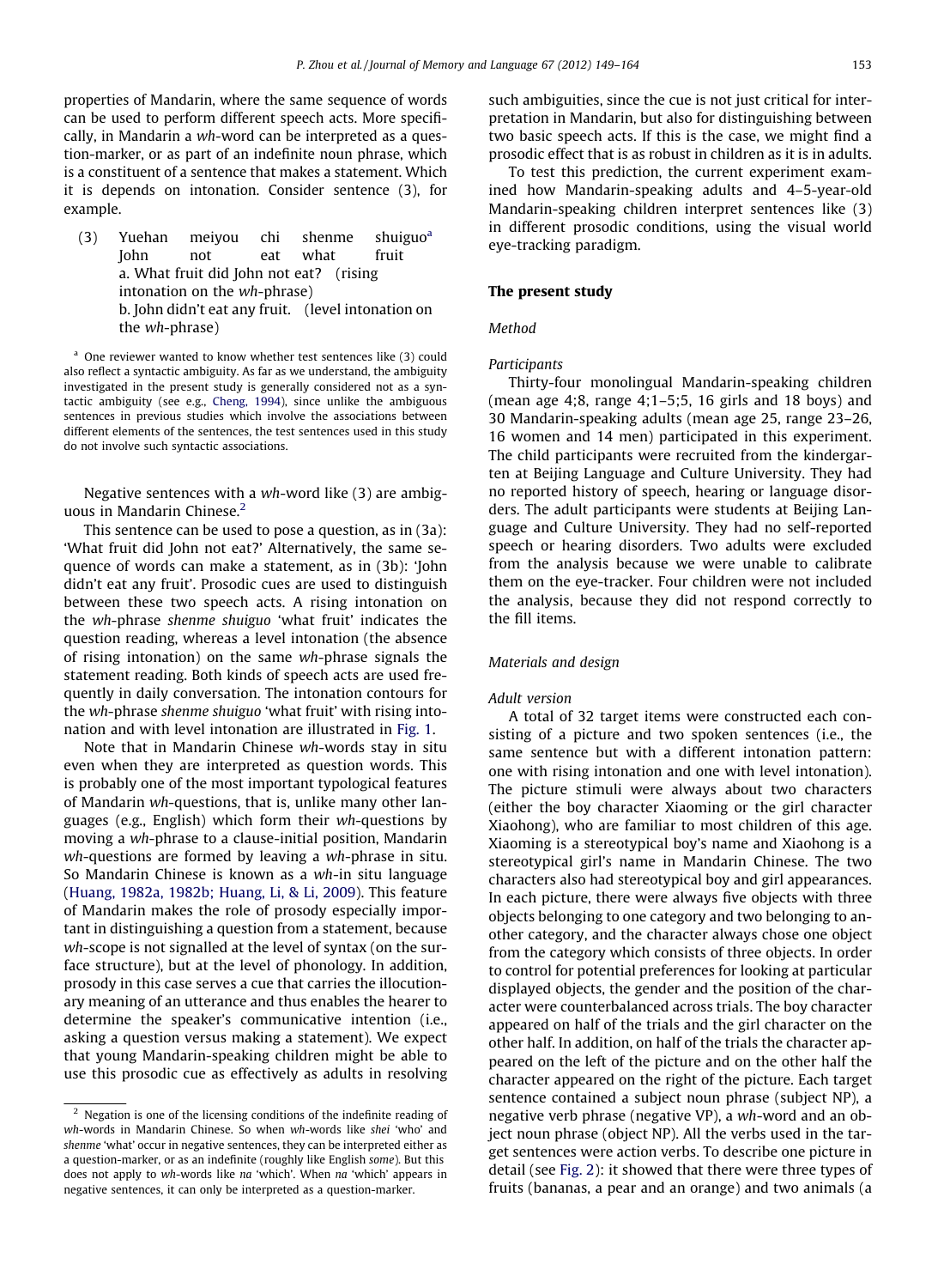properties of Mandarin, where the same sequence of words can be used to perform different speech acts. More specifically, in Mandarin a *wh*-word can be interpreted as a question-marker, or as part of an indefinite noun phrase, which is a constituent of a sentence that makes a statement. Which it is depends on intonation. Consider sentence (3), for example.

(3) Yuehan meiyou chi shenme shuiguo[a]
John not eat what fruit
a. What fruit did John not eat? (rising intonation on the *wh*-phrase)
b. John didn't eat any fruit. (level intonation on the *wh*-phrase)

[a] One reviewer wanted to know whether test sentences like (3) could also reflect a syntactic ambiguity. As far as we understand, the ambiguity investigated in the present study is generally considered not as a syntactic ambiguity (see e.g., Cheng, 1994), since unlike the ambiguous sentences in previous studies which involve the associations between different elements of the sentences, the test sentences used in this study do not involve such syntactic associations.

Negative sentences with a *wh*-word like (3) are ambiguous in Mandarin Chinese.[2]

This sentence can be used to pose a question, as in (3a): 'What fruit did John not eat?' Alternatively, the same sequence of words can make a statement, as in (3b): 'John didn't eat any fruit'. Prosodic cues are used to distinguish between these two speech acts. A rising intonation on the *wh*-phrase *shenme shuiguo* 'what fruit' indicates the question reading, whereas a level intonation (the absence of rising intonation) on the same *wh*-phrase signals the statement reading. Both kinds of speech acts are used frequently in daily conversation. The intonation contours for the *wh*-phrase *shenme shuiguo* 'what fruit' with rising intonation and with level intonation are illustrated in Fig. 1.

Note that in Mandarin Chinese *wh*-words stay in situ even when they are interpreted as question words. This is probably one of the most important typological features of Mandarin *wh*-questions, that is, unlike many other languages (e.g., English) which form their *wh*-questions by moving a *wh*-phrase to a clause-initial position, Mandarin *wh*-questions are formed by leaving a *wh*-phrase in situ. So Mandarin Chinese is known as a *wh*-in situ language (Huang, 1982a, 1982b; Huang, Li, & Li, 2009). This feature of Mandarin makes the role of prosody especially important in distinguishing a question from a statement, because *wh*-scope is not signalled at the level of syntax (on the surface structure), but at the level of phonology. In addition, prosody in this case serves a cue that carries the illocutionary meaning of an utterance and thus enables the hearer to determine the speaker's communicative intention (i.e., asking a question versus making a statement). We expect that young Mandarin-speaking children might be able to use this prosodic cue as effectively as adults in resolving such ambiguities, since the cue is not just critical for interpretation in Mandarin, but also for distinguishing between two basic speech acts. If this is the case, we might find a prosodic effect that is as robust in children as it is in adults.

To test this prediction, the current experiment examined how Mandarin-speaking adults and 4–5-year-old Mandarin-speaking children interpret sentences like (3) in different prosodic conditions, using the visual world eye-tracking paradigm.

[2] Negation is one of the licensing conditions of the indefinite reading of *wh*-words in Mandarin Chinese. So when *wh*-words like *shei* 'who' and *shenme* 'what' occur in negative sentences, they can be interpreted either as a question-marker, or as an indefinite (roughly like English *some*). But this does not apply to *wh*-words like *na* 'which'. When *na* 'which' appears in negative sentences, it can only be interpreted as a question-marker.

## The present study

### Method

#### Participants

Thirty-four monolingual Mandarin-speaking children (mean age 4;8, range 4;1–5;5, 16 girls and 18 boys) and 30 Mandarin-speaking adults (mean age 25, range 23–26, 16 women and 14 men) participated in this experiment. The child participants were recruited from the kindergarten at Beijing Language and Culture University. They had no reported history of speech, hearing or language disorders. The adult participants were students at Beijing Language and Culture University. They had no self-reported speech or hearing disorders. Two adults were excluded from the analysis because we were unable to calibrate them on the eye-tracker. Four children were not included the analysis, because they did not respond correctly to the fill items.

#### Materials and design

##### Adult version

A total of 32 target items were constructed each consisting of a picture and two spoken sentences (i.e., the same sentence but with a different intonation pattern: one with rising intonation and one with level intonation). The picture stimuli were always about two characters (either the boy character Xiaoming or the girl character Xiaohong), who are familiar to most children of this age. Xiaoming is a stereotypical boy's name and Xiaohong is a stereotypical girl's name in Mandarin Chinese. The two characters also had stereotypical boy and girl appearances. In each picture, there were always five objects with three objects belonging to one category and two belonging to another category, and the character always chose one object from the category which consists of three objects. In order to control for potential preferences for looking at particular displayed objects, the gender and the position of the character were counterbalanced across trials. The boy character appeared on half of the trials and the girl character on the other half. In addition, on half of the trials the character appeared on the left of the picture and on the other half the character appeared on the right of the picture. Each target sentence contained a subject noun phrase (subject NP), a negative verb phrase (negative VP), a *wh*-word and an object noun phrase (object NP). All the verbs used in the target sentences were action verbs. To describe one picture in detail (see Fig. 2): it showed that there were three types of fruits (bananas, a pear and an orange) and two animals (a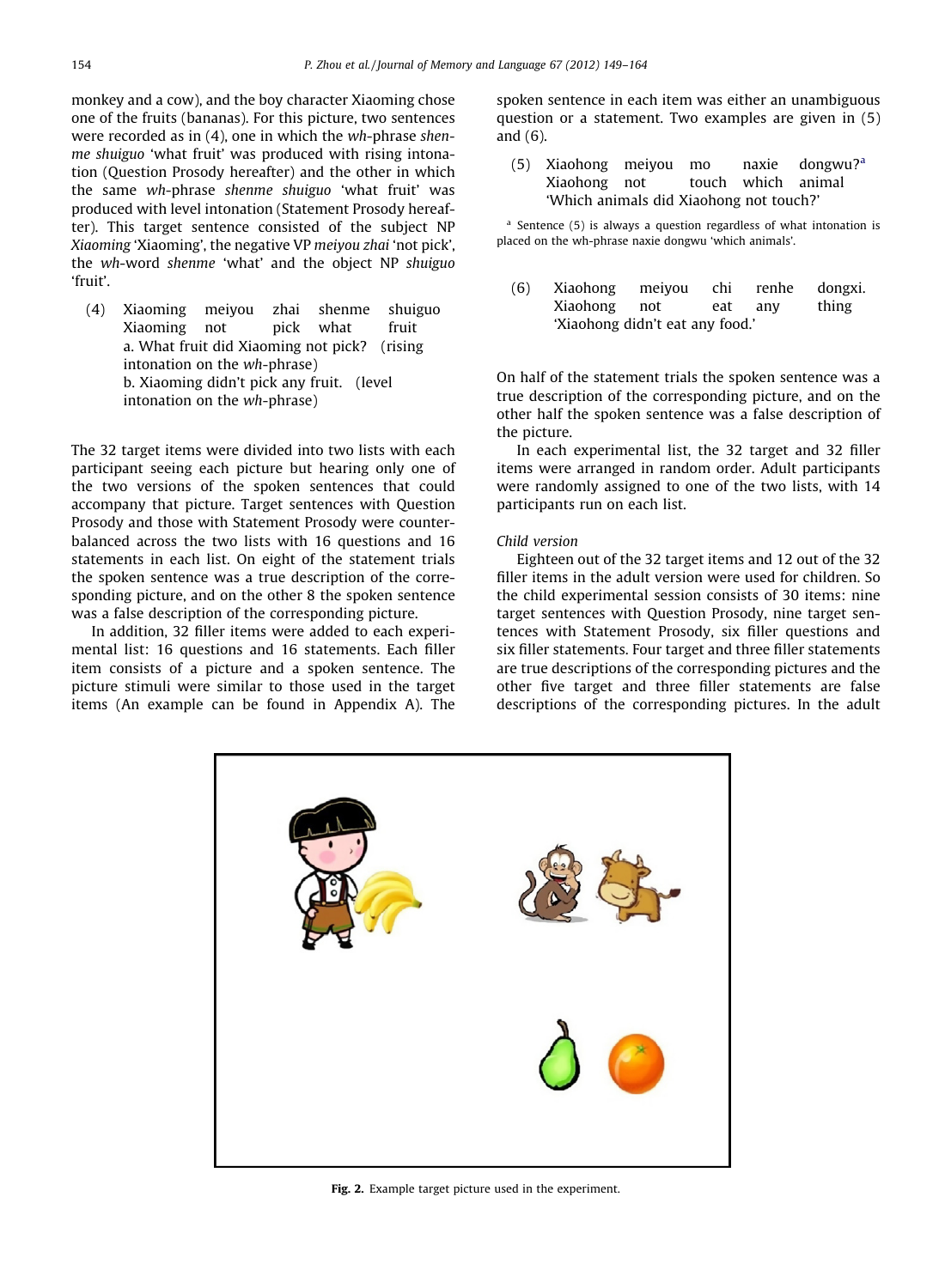monkey and a cow), and the boy character Xiaoming chose one of the fruits (bananas). For this picture, two sentences were recorded as in (4), one in which the *wh*-phrase *shenme shuiguo* 'what fruit' was produced with rising intonation (Question Prosody hereafter) and the other in which the same *wh*-phrase *shenme shuiguo* 'what fruit' was produced with level intonation (Statement Prosody hereafter). This target sentence consisted of the subject NP *Xiaoming* 'Xiaoming', the negative VP *meiyou zhai* 'not pick', the *wh*-word *shenme* 'what' and the object NP *shuiguo* 'fruit'.

(4) Xiaoming meiyou zhai shenme shuiguo
Xiaoming not pick what fruit
a. What fruit did Xiaoming not pick? (rising intonation on the *wh*-phrase)
b. Xiaoming didn't pick any fruit. (level intonation on the *wh*-phrase)

The 32 target items were divided into two lists with each participant seeing each picture but hearing only one of the two versions of the spoken sentences that could accompany that picture. Target sentences with Question Prosody and those with Statement Prosody were counterbalanced across the two lists with 16 questions and 16 statements in each list. On eight of the statement trials the spoken sentence was a true description of the corresponding picture, and on the other 8 the spoken sentence was a false description of the corresponding picture.

In addition, 32 filler items were added to each experimental list: 16 questions and 16 statements. Each filler item consists of a picture and a spoken sentence. The picture stimuli were similar to those used in the target items (An example can be found in Appendix A). The spoken sentence in each item was either an unambiguous question or a statement. Two examples are given in (5) and (6).

(5) Xiaohong meiyou mo naxie dongwu?[a]
Xiaohong not touch which animal
'Which animals did Xiaohong not touch?'

[a] Sentence (5) is always a question regardless of what intonation is placed on the wh-phrase naxie dongwu 'which animals'.

(6) Xiaohong meiyou chi renhe dongxi.
Xiaohong not eat any thing
'Xiaohong didn't eat any food.'

On half of the statement trials the spoken sentence was a true description of the corresponding picture, and on the other half the spoken sentence was a false description of the picture.

In each experimental list, the 32 target and 32 filler items were arranged in random order. Adult participants were randomly assigned to one of the two lists, with 14 participants run on each list.

*Child version*

Eighteen out of the 32 target items and 12 out of the 32 filler items in the adult version were used for children. So the child experimental session consists of 30 items: nine target sentences with Question Prosody, nine target sentences with Statement Prosody, six filler questions and six filler statements. Four target and three filler statements are true descriptions of the corresponding pictures and the other five target and three filler statements are false descriptions of the corresponding pictures. In the adult

**Fig. 2.** Example target picture used in the experiment.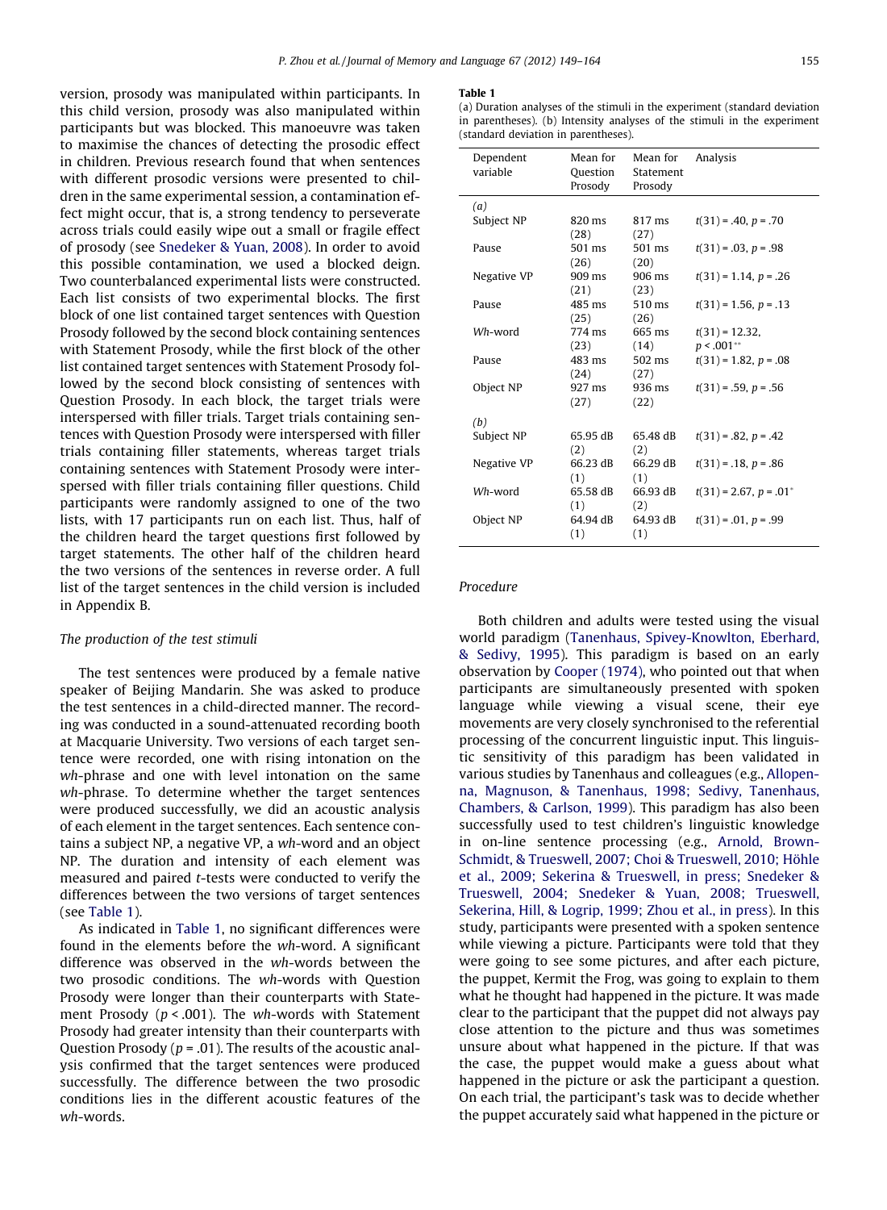version, prosody was manipulated within participants. In this child version, prosody was also manipulated within participants but was blocked. This manoeuvre was taken to maximise the chances of detecting the prosodic effect in children. Previous research found that when sentences with different prosodic versions were presented to children in the same experimental session, a contamination effect might occur, that is, a strong tendency to perseverate across trials could easily wipe out a small or fragile effect of prosody (see Snedeker & Yuan, 2008). In order to avoid this possible contamination, we used a blocked deign. Two counterbalanced experimental lists were constructed. Each list consists of two experimental blocks. The first block of one list contained target sentences with Question Prosody followed by the second block containing sentences with Statement Prosody, while the first block of the other list contained target sentences with Statement Prosody followed by the second block consisting of sentences with Question Prosody. In each block, the target trials were interspersed with filler trials. Target trials containing sentences with Question Prosody were interspersed with filler trials containing filler statements, whereas target trials containing sentences with Statement Prosody were interspersed with filler trials containing filler questions. Child participants were randomly assigned to one of the two lists, with 17 participants run on each list. Thus, half of the children heard the target questions first followed by target statements. The other half of the children heard the two versions of the sentences in reverse order. A full list of the target sentences in the child version is included in Appendix B.

### The production of the test stimuli

The test sentences were produced by a female native speaker of Beijing Mandarin. She was asked to produce the test sentences in a child-directed manner. The recording was conducted in a sound-attenuated recording booth at Macquarie University. Two versions of each target sentence were recorded, one with rising intonation on the *wh*-phrase and one with level intonation on the same *wh*-phrase. To determine whether the target sentences were produced successfully, we did an acoustic analysis of each element in the target sentences. Each sentence contains a subject NP, a negative VP, a *wh*-word and an object NP. The duration and intensity of each element was measured and paired *t*-tests were conducted to verify the differences between the two versions of target sentences (see Table 1).

As indicated in Table 1, no significant differences were found in the elements before the *wh*-word. A significant difference was observed in the *wh*-words between the two prosodic conditions. The *wh*-words with Question Prosody were longer than their counterparts with Statement Prosody ($p < .001$). The *wh*-words with Statement Prosody had greater intensity than their counterparts with Question Prosody ($p = .01$). The results of the acoustic analysis confirmed that the target sentences were produced successfully. The difference between the two prosodic conditions lies in the different acoustic features of the *wh*-words.

**Table 1**
(a) Duration analyses of the stimuli in the experiment (standard deviation in parentheses). (b) Intensity analyses of the stimuli in the experiment (standard deviation in parentheses).

| Dependent variable | Mean for Question Prosody | Mean for Statement Prosody | Analysis |
|---|---|---|---|
| *(a)* | | | |
| Subject NP | 820 ms (28) | 817 ms (27) | $t(31) = .40$, $p = .70$ |
| Pause | 501 ms (26) | 501 ms (20) | $t(31) = .03$, $p = .98$ |
| Negative VP | 909 ms (21) | 906 ms (23) | $t(31) = 1.14$, $p = .26$ |
| Pause | 485 ms (25) | 510 ms (26) | $t(31) = 1.56$, $p = .13$ |
| *Wh*-word | 774 ms (23) | 665 ms (14) | $t(31) = 12.32$, $p < .001^{**}$ |
| Pause | 483 ms (24) | 502 ms (27) | $t(31) = 1.82$, $p = .08$ |
| Object NP | 927 ms (27) | 936 ms (22) | $t(31) = .59$, $p = .56$ |
| *(b)* | | | |
| Subject NP | 65.95 dB (2) | 65.48 dB (2) | $t(31) = .82$, $p = .42$ |
| Negative VP | 66.23 dB (1) | 66.29 dB (2) | $t(31) = .18$, $p = .86$ |
| *Wh*-word | 65.58 dB (1) | 66.93 dB (2) | $t(31) = 2.67$, $p = .01^{*}$ |
| Object NP | 64.94 dB (1) | 64.93 dB (1) | $t(31) = .01$, $p = .99$ |

### Procedure

Both children and adults were tested using the visual world paradigm (Tanenhaus, Spivey-Knowlton, Eberhard, & Sedivy, 1995). This paradigm is based on an early observation by Cooper (1974), who pointed out that when participants are simultaneously presented with spoken language while viewing a visual scene, their eye movements are very closely synchronised to the referential processing of the concurrent linguistic input. This linguistic sensitivity of this paradigm has been validated in various studies by Tanenhaus and colleagues (e.g., Allopenna, Magnuson, & Tanenhaus, 1998; Sedivy, Tanenhaus, Chambers, & Carlson, 1999). This paradigm has also been successfully used to test children's linguistic knowledge in on-line sentence processing (e.g., Arnold, Brown-Schmidt, & Trueswell, 2007; Choi & Trueswell, 2010; Höhle et al., 2009; Sekerina & Trueswell, in press; Snedeker & Trueswell, 2004; Snedeker & Yuan, 2008; Trueswell, Sekerina, Hill, & Logrip, 1999; Zhou et al., in press). In this study, participants were presented with a spoken sentence while viewing a picture. Participants were told that they were going to see some pictures, and after each picture, the puppet, Kermit the Frog, was going to explain to them what he thought had happened in the picture. It was made clear to the participant that the puppet did not always pay close attention to the picture and thus was sometimes unsure about what happened in the picture. If that was the case, the puppet would make a guess about what happened in the picture or ask the participant a question. On each trial, the participant's task was to decide whether the puppet accurately said what happened in the picture or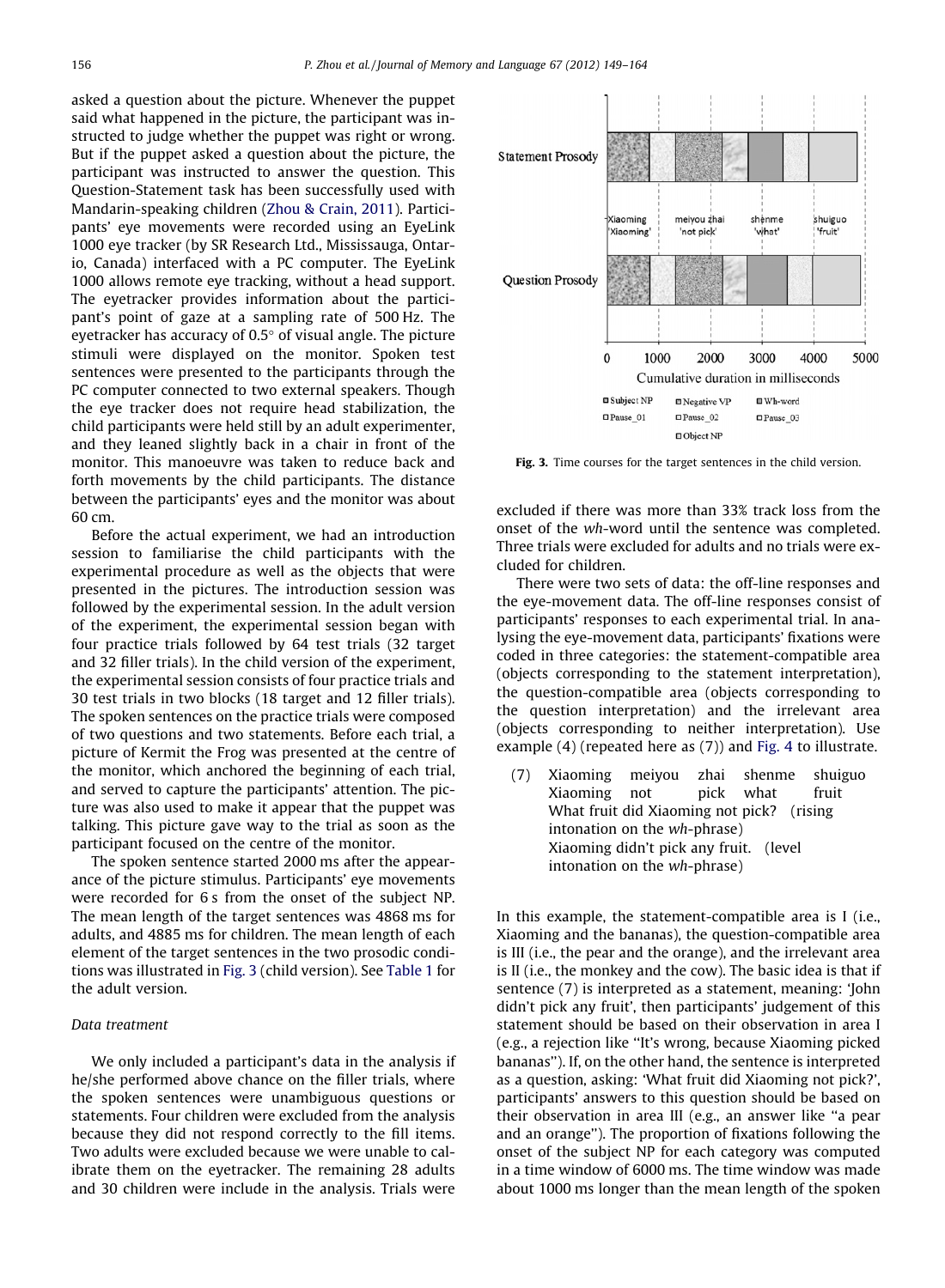asked a question about the picture. Whenever the puppet said what happened in the picture, the participant was instructed to judge whether the puppet was right or wrong. But if the puppet asked a question about the picture, the participant was instructed to answer the question. This Question-Statement task has been successfully used with Mandarin-speaking children (Zhou & Crain, 2011). Participants' eye movements were recorded using an EyeLink 1000 eye tracker (by SR Research Ltd., Mississauga, Ontario, Canada) interfaced with a PC computer. The EyeLink 1000 allows remote eye tracking, without a head support. The eyetracker provides information about the participant's point of gaze at a sampling rate of 500 Hz. The eyetracker has accuracy of 0.5° of visual angle. The picture stimuli were displayed on the monitor. Spoken test sentences were presented to the participants through the PC computer connected to two external speakers. Though the eye tracker does not require head stabilization, the child participants were held still by an adult experimenter, and they leaned slightly back in a chair in front of the monitor. This manoeuvre was taken to reduce back and forth movements by the child participants. The distance between the participants' eyes and the monitor was about 60 cm.

Before the actual experiment, we had an introduction session to familiarise the child participants with the experimental procedure as well as the objects that were presented in the pictures. The introduction session was followed by the experimental session. In the adult version of the experiment, the experimental session began with four practice trials followed by 64 test trials (32 target and 32 filler trials). In the child version of the experiment, the experimental session consists of four practice trials and 30 test trials in two blocks (18 target and 12 filler trials). The spoken sentences on the practice trials were composed of two questions and two statements. Before each trial, a picture of Kermit the Frog was presented at the centre of the monitor, which anchored the beginning of each trial, and served to capture the participants' attention. The picture was also used to make it appear that the puppet was talking. This picture gave way to the trial as soon as the participant focused on the centre of the monitor.

The spoken sentence started 2000 ms after the appearance of the picture stimulus. Participants' eye movements were recorded for 6 s from the onset of the subject NP. The mean length of the target sentences was 4868 ms for adults, and 4885 ms for children. The mean length of each element of the target sentences in the two prosodic conditions was illustrated in Fig. 3 (child version). See Table 1 for the adult version.

*Data treatment*

We only included a participant's data in the analysis if he/she performed above chance on the filler trials, where the spoken sentences were unambiguous questions or statements. Four children were excluded from the analysis because they did not respond correctly to the fill items. Two adults were excluded because we were unable to calibrate them on the eyetracker. The remaining 28 adults and 30 children were include in the analysis. Trials were

Fig. 3. Time courses for the target sentences in the child version.

excluded if there was more than 33% track loss from the onset of the *wh*-word until the sentence was completed. Three trials were excluded for adults and no trials were excluded for children.

There were two sets of data: the off-line responses and the eye-movement data. The off-line responses consist of participants' responses to each experimental trial. In analysing the eye-movement data, participants' fixations were coded in three categories: the statement-compatible area (objects corresponding to the statement interpretation), the question-compatible area (objects corresponding to the question interpretation) and the irrelevant area (objects corresponding to neither interpretation). Use example (4) (repeated here as (7)) and Fig. 4 to illustrate.

(7) Xiaoming meiyou zhai shenme shuiguo
Xiaoming not pick what fruit
What fruit did Xiaoming not pick? (rising intonation on the *wh*-phrase)
Xiaoming didn't pick any fruit. (level intonation on the *wh*-phrase)

In this example, the statement-compatible area is I (i.e., Xiaoming and the bananas), the question-compatible area is III (i.e., the pear and the orange), and the irrelevant area is II (i.e., the monkey and the cow). The basic idea is that if sentence (7) is interpreted as a statement, meaning: 'John didn't pick any fruit', then participants' judgement of this statement should be based on their observation in area I (e.g., a rejection like ''It's wrong, because Xiaoming picked bananas''). If, on the other hand, the sentence is interpreted as a question, asking: 'What fruit did Xiaoming not pick?', participants' answers to this question should be based on their observation in area III (e.g., an answer like ''a pear and an orange''). The proportion of fixations following the onset of the subject NP for each category was computed in a time window of 6000 ms. The time window was made about 1000 ms longer than the mean length of the spoken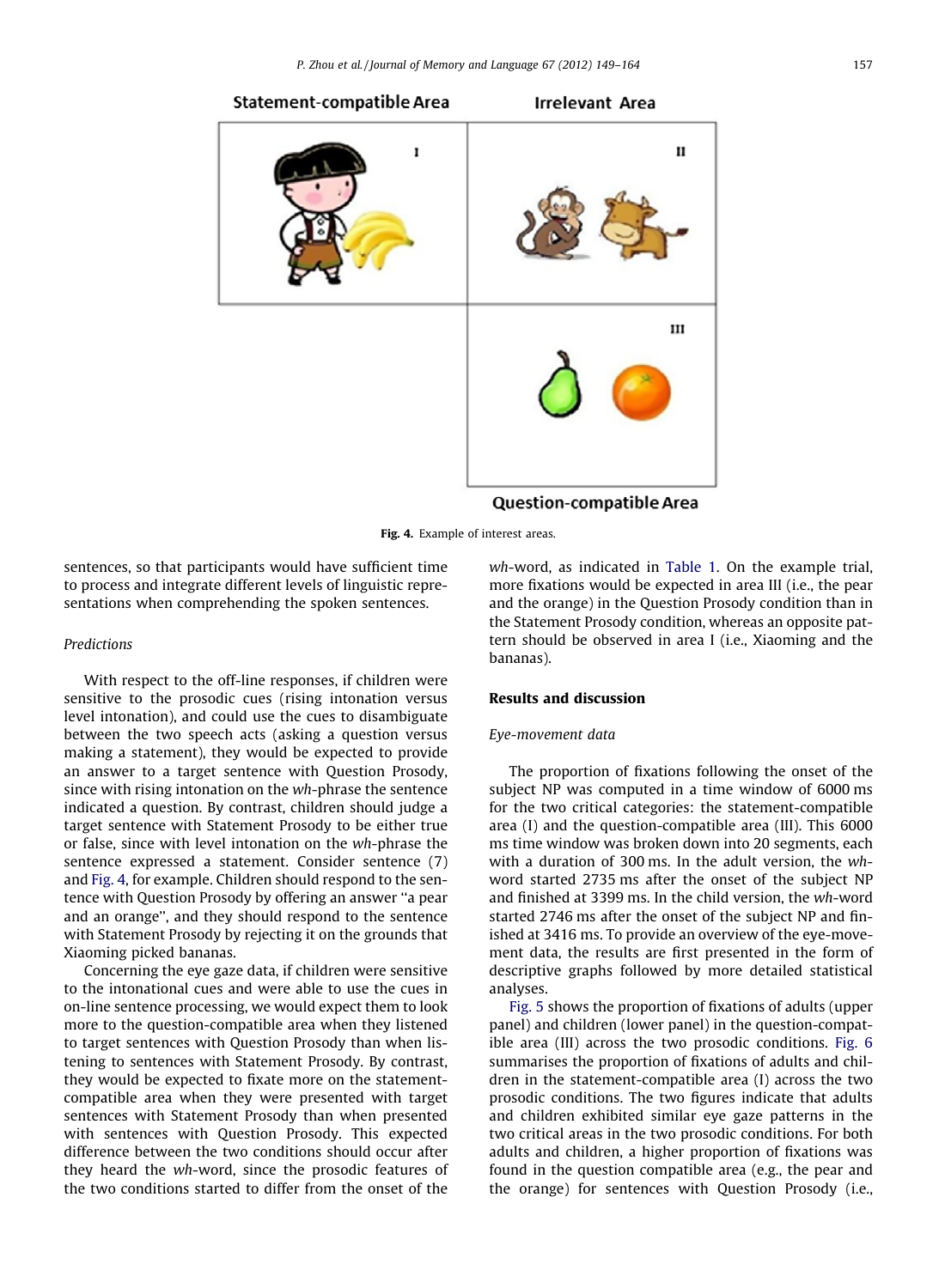Statement-compatible Area

Irrelevant Area

I

II

III

Question-compatible Area

Fig. 4. Example of interest areas.

sentences, so that participants would have sufficient time to process and integrate different levels of linguistic representations when comprehending the spoken sentences.

### Predictions

With respect to the off-line responses, if children were sensitive to the prosodic cues (rising intonation versus level intonation), and could use the cues to disambiguate between the two speech acts (asking a question versus making a statement), they would be expected to provide an answer to a target sentence with Question Prosody, since with rising intonation on the *wh*-phrase the sentence indicated a question. By contrast, children should judge a target sentence with Statement Prosody to be either true or false, since with level intonation on the *wh*-phrase the sentence expressed a statement. Consider sentence (7) and Fig. 4, for example. Children should respond to the sentence with Question Prosody by offering an answer ''a pear and an orange'', and they should respond to the sentence with Statement Prosody by rejecting it on the grounds that Xiaoming picked bananas.

Concerning the eye gaze data, if children were sensitive to the intonational cues and were able to use the cues in on-line sentence processing, we would expect them to look more to the question-compatible area when they listened to target sentences with Question Prosody than when listening to sentences with Statement Prosody. By contrast, they would be expected to fixate more on the statement-compatible area when they were presented with target sentences with Statement Prosody than when presented with sentences with Question Prosody. This expected difference between the two conditions should occur after they heard the *wh*-word, since the prosodic features of the two conditions started to differ from the onset of the *wh*-word, as indicated in Table 1. On the example trial, more fixations would be expected in area III (i.e., the pear and the orange) in the Question Prosody condition than in the Statement Prosody condition, whereas an opposite pattern should be observed in area I (i.e., Xiaoming and the bananas).

## Results and discussion

### Eye-movement data

The proportion of fixations following the onset of the subject NP was computed in a time window of 6000 ms for the two critical categories: the statement-compatible area (I) and the question-compatible area (III). This 6000 ms time window was broken down into 20 segments, each with a duration of 300 ms. In the adult version, the *wh*-word started 2735 ms after the onset of the subject NP and finished at 3399 ms. In the child version, the *wh*-word started 2746 ms after the onset of the subject NP and finished at 3416 ms. To provide an overview of the eye-movement data, the results are first presented in the form of descriptive graphs followed by more detailed statistical analyses.

Fig. 5 shows the proportion of fixations of adults (upper panel) and children (lower panel) in the question-compatible area (III) across the two prosodic conditions. Fig. 6 summarises the proportion of fixations of adults and children in the statement-compatible area (I) across the two prosodic conditions. The two figures indicate that adults and children exhibited similar eye gaze patterns in the two critical areas in the two prosodic conditions. For both adults and children, a higher proportion of fixations was found in the question compatible area (e.g., the pear and the orange) for sentences with Question Prosody (i.e.,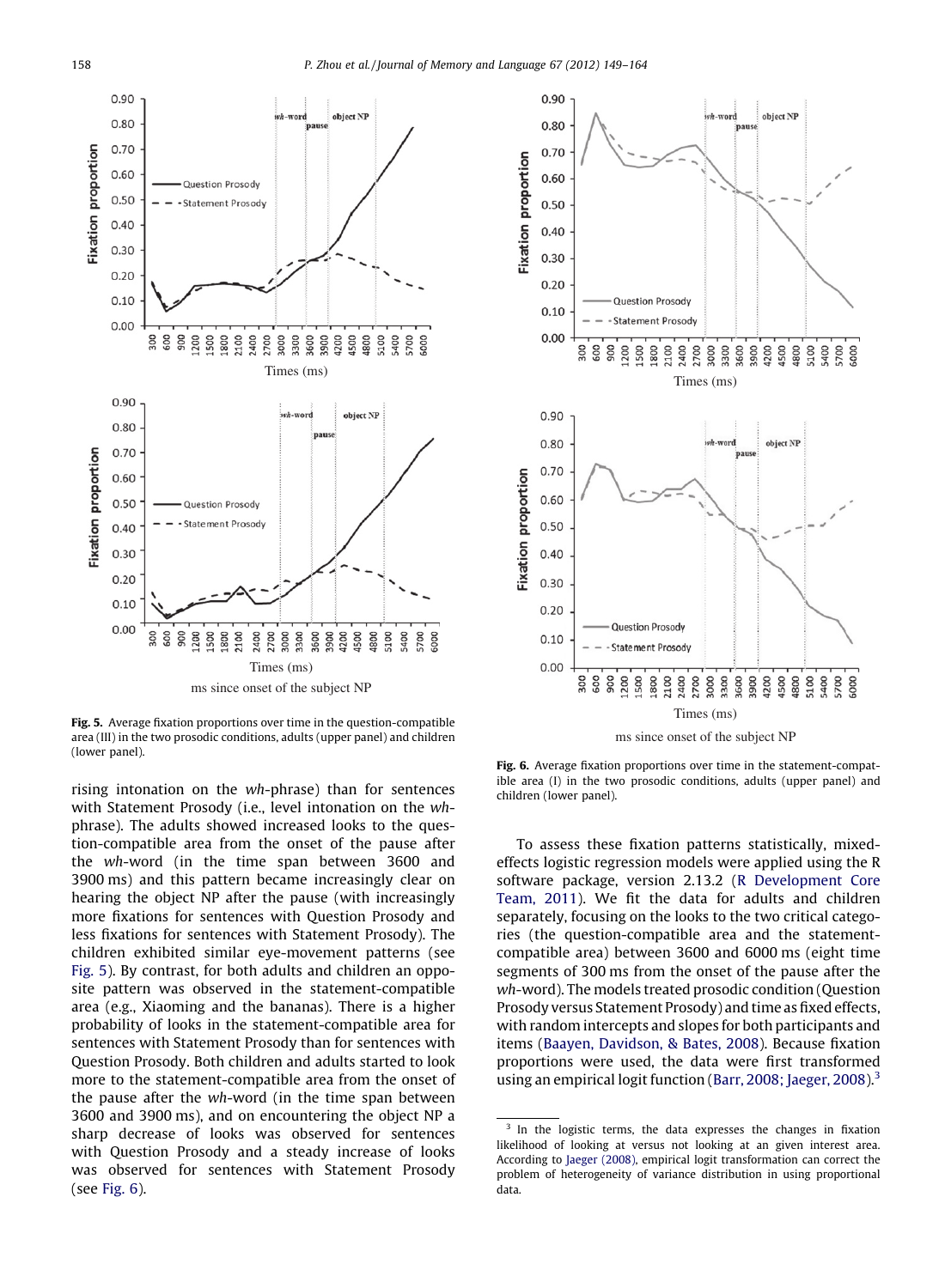Fig. 5. Average fixation proportions over time in the question-compatible area (III) in the two prosodic conditions, adults (upper panel) and children (lower panel).

Fig. 6. Average fixation proportions over time in the statement-compatible area (I) in the two prosodic conditions, adults (upper panel) and children (lower panel).

rising intonation on the *wh*-phrase) than for sentences with Statement Prosody (i.e., level intonation on the *wh*-phrase). The adults showed increased looks to the question-compatible area from the onset of the pause after the *wh*-word (in the time span between 3600 and 3900 ms) and this pattern became increasingly clear on hearing the object NP after the pause (with increasingly more fixations for sentences with Question Prosody and less fixations for sentences with Statement Prosody). The children exhibited similar eye-movement patterns (see Fig. 5). By contrast, for both adults and children an opposite pattern was observed in the statement-compatible area (e.g., Xiaoming and the bananas). There is a higher probability of looks in the statement-compatible area for sentences with Statement Prosody than for sentences with Question Prosody. Both children and adults started to look more to the statement-compatible area from the onset of the pause after the *wh*-word (in the time span between 3600 and 3900 ms), and on encountering the object NP a sharp decrease of looks was observed for sentences with Question Prosody and a steady increase of looks was observed for sentences with Statement Prosody (see Fig. 6).

To assess these fixation patterns statistically, mixed-effects logistic regression models were applied using the R software package, version 2.13.2 (R Development Core Team, 2011). We fit the data for adults and children separately, focusing on the looks to the two critical categories (the question-compatible area and the statement-compatible area) between 3600 and 6000 ms (eight time segments of 300 ms from the onset of the pause after the *wh*-word). The models treated prosodic condition (Question Prosody versus Statement Prosody) and time as fixed effects, with random intercepts and slopes for both participants and items (Baayen, Davidson, & Bates, 2008). Because fixation proportions were used, the data were first transformed using an empirical logit function (Barr, 2008; Jaeger, 2008).[3]

[3] In the logistic terms, the data expresses the changes in fixation likelihood of looking at versus not looking at an given interest area. According to Jaeger (2008), empirical logit transformation can correct the problem of heterogeneity of variance distribution in using proportional data.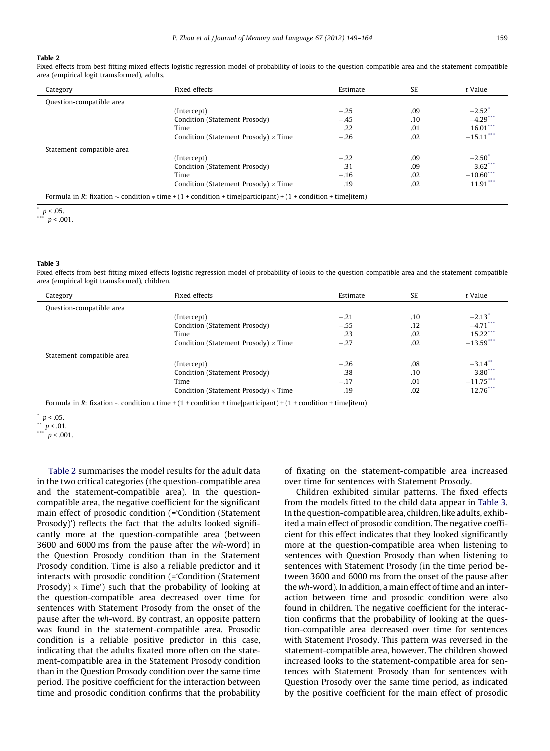**Table 2**
Fixed effects from best-fitting mixed-effects logistic regression model of probability of looks to the question-compatible area and the statement-compatible area (empirical logit tramsformed), adults.

| Category | Fixed effects | Estimate | SE | *t* Value |
|---|---|---|---|---|
| Question-compatible area | | | | |
| | (Intercept) | −.25 | .09 | −2.52[*] |
| | Condition (Statement Prosody) | −.45 | .10 | −4.29[***] |
| | Time | .22 | .01 | 16.01[***] |
| | Condition (Statement Prosody) × Time | −.26 | .02 | −15.11[***] |
| Statement-compatible area | | | | |
| | (Intercept) | −.22 | .09 | −2.50[*] |
| | Condition (Statement Prosody) | .31 | .09 | 3.62[***] |
| | Time | −.16 | .02 | −10.60[***] |
| | Condition (Statement Prosody) × Time | .19 | .02 | 11.91[***] |

Formula in *R*: fixation ∼ condition ∗ time + (1 + condition + time|participant) + (1 + condition + time|item)

[*] $p < .05$.
[***] $p < .001$.

**Table 3**
Fixed effects from best-fitting mixed-effects logistic regression model of probability of looks to the question-compatible area and the statement-compatible area (empirical logit tramsformed), children.

| Category | Fixed effects | Estimate | SE | *t* Value |
|---|---|---|---|---|
| Question-compatible area | | | | |
| | (Intercept) | −.21 | .10 | −2.13[*] |
| | Condition (Statement Prosody) | −.55 | .12 | −4.71[***] |
| | Time | .23 | .02 | 15.22[***] |
| | Condition (Statement Prosody) × Time | −.27 | .02 | −13.59[***] |
| Statement-compatible area | | | | |
| | (Intercept) | −.26 | .08 | −3.14[**] |
| | Condition (Statement Prosody) | .38 | .10 | 3.80[***] |
| | Time | −.17 | .01 | −11.75[***] |
| | Condition (Statement Prosody) × Time | .19 | .02 | 12.76[***] |

Formula in *R*: fixation ∼ condition ∗ time + (1 + condition + time|participant) + (1 + condition + time|item)

[*] $p < .05$.
[**] $p < .01$.
[***] $p < .001$.

Table 2 summarises the model results for the adult data in the two critical categories (the question-compatible area and the statement-compatible area). In the question-compatible area, the negative coefficient for the significant main effect of prosodic condition (='Condition (Statement Prosody)') reflects the fact that the adults looked significantly more at the question-compatible area (between 3600 and 6000 ms from the pause after the *wh*-word) in the Question Prosody condition than in the Statement Prosody condition. Time is also a reliable predictor and it interacts with prosodic condition (='Condition (Statement Prosody) × Time') such that the probability of looking at the question-compatible area decreased over time for sentences with Statement Prosody from the onset of the pause after the *wh*-word. By contrast, an opposite pattern was found in the statement-compatible area. Prosodic condition is a reliable positive predictor in this case, indicating that the adults fixated more often on the statement-compatible area in the Statement Prosody condition than in the Question Prosody condition over the same time period. The positive coefficient for the interaction between time and prosodic condition confirms that the probability of fixating on the statement-compatible area increased over time for sentences with Statement Prosody.

Children exhibited similar patterns. The fixed effects from the models fitted to the child data appear in Table 3. In the question-compatible area, children, like adults, exhibited a main effect of prosodic condition. The negative coefficient for this effect indicates that they looked significantly more at the question-compatible area when listening to sentences with Question Prosody than when listening to sentences with Statement Prosody (in the time period between 3600 and 6000 ms from the onset of the pause after the *wh*-word). In addition, a main effect of time and an interaction between time and prosodic condition were also found in children. The negative coefficient for the interaction confirms that the probability of looking at the question-compatible area decreased over time for sentences with Statement Prosody. This pattern was reversed in the statement-compatible area, however. The children showed increased looks to the statement-compatible area for sentences with Statement Prosody than for sentences with Question Prosody over the same time period, as indicated by the positive coefficient for the main effect of prosodic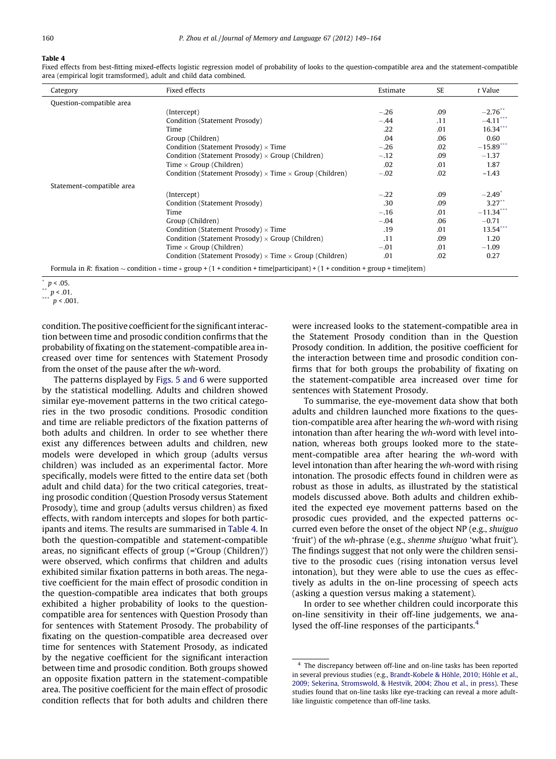**Table 4**

Fixed effects from best-fitting mixed-effects logistic regression model of probability of looks to the question-compatible area and the statement-compatible area (empirical logit transformed), adult and child data combined.

| Category | Fixed effects | Estimate | SE | *t* Value |
|---|---|---|---|---|
| Question-compatible area | | | | |
| | (Intercept) | −.26 | .09 | −2.76** |
| | Condition (Statement Prosody) | −.44 | .11 | −4.11*** |
| | Time | .22 | .01 | 16.34*** |
| | Group (Children) | .04 | .06 | 0.60 |
| | Condition (Statement Prosody) × Time | −.26 | .02 | −15.89*** |
| | Condition (Statement Prosody) × Group (Children) | −.12 | .09 | −1.37 |
| | Time × Group (Children) | .02 | .01 | 1.87 |
| | Condition (Statement Prosody) × Time × Group (Children) | −.02 | .02 | −1.43 |
| Statement-compatible area | | | | |
| | (Intercept) | −.22 | .09 | −2.49* |
| | Condition (Statement Prosody) | .30 | .09 | 3.27** |
| | Time | −.16 | .01 | −11.34*** |
| | Group (Children) | −.04 | .06 | −0.71 |
| | Condition (Statement Prosody) × Time | .19 | .01 | 13.54*** |
| | Condition (Statement Prosody) × Group (Children) | .11 | .09 | 1.20 |
| | Time × Group (Children) | −.01 | .01 | −1.09 |
| | Condition (Statement Prosody) × Time × Group (Children) | .01 | .02 | 0.27 |

Formula in R: fixation ~ condition * time * group + (1 + condition + time|participant) + (1 + condition + group + time|item)

\* $p < .05$.
\*\* $p < .01$.
\*\*\* $p < .001$.

condition. The positive coefficient for the significant interaction between time and prosodic condition confirms that the probability of fixating on the statement-compatible area increased over time for sentences with Statement Prosody from the onset of the pause after the *wh*-word.

The patterns displayed by Figs. 5 and 6 were supported by the statistical modelling. Adults and children showed similar eye-movement patterns in the two critical categories in the two prosodic conditions. Prosodic condition and time are reliable predictors of the fixation patterns of both adults and children. In order to see whether there exist any differences between adults and children, new models were developed in which group (adults versus children) was included as an experimental factor. More specifically, models were fitted to the entire data set (both adult and child data) for the two critical categories, treating prosodic condition (Question Prosody versus Statement Prosody), time and group (adults versus children) as fixed effects, with random intercepts and slopes for both participants and items. The results are summarised in Table 4. In both the question-compatible and statement-compatible areas, no significant effects of group (='Group (Children)') were observed, which confirms that children and adults exhibited similar fixation patterns in both areas. The negative coefficient for the main effect of prosodic condition in the question-compatible area indicates that both groups exhibited a higher probability of looks to the question-compatible area for sentences with Question Prosody than for sentences with Statement Prosody. The probability of fixating on the question-compatible area decreased over time for sentences with Statement Prosody, as indicated by the negative coefficient for the significant interaction between time and prosodic condition. Both groups showed an opposite fixation pattern in the statement-compatible area. The positive coefficient for the main effect of prosodic condition reflects that for both adults and children there were increased looks to the statement-compatible area in the Statement Prosody condition than in the Question Prosody condition. In addition, the positive coefficient for the interaction between time and prosodic condition confirms that for both groups the probability of fixating on the statement-compatible area increased over time for sentences with Statement Prosody.

To summarise, the eye-movement data show that both adults and children launched more fixations to the question-compatible area after hearing the *wh*-word with rising intonation than after hearing the *wh*-word with level intonation, whereas both groups looked more to the statement-compatible area after hearing the *wh*-word with level intonation than after hearing the *wh*-word with rising intonation. The prosodic effects found in children were as robust as those in adults, as illustrated by the statistical models discussed above. Both adults and children exhibited the expected eye movement patterns based on the prosodic cues provided, and the expected patterns occurred even before the onset of the object NP (e.g., *shuiguo* 'fruit') of the *wh*-phrase (e.g., *shenme shuiguo* 'what fruit'). The findings suggest that not only were the children sensitive to the prosodic cues (rising intonation versus level intonation), but they were able to use the cues as effectively as adults in the on-line processing of speech acts (asking a question versus making a statement).

In order to see whether children could incorporate this on-line sensitivity in their off-line judgements, we analysed the off-line responses of the participants.[4]

[4] The discrepancy between off-line and on-line tasks has been reported in several previous studies (e.g., Brandt-Kobele & Höhle, 2010; Höhle et al., 2009; Sekerina, Stromswold, & Hestvik, 2004; Zhou et al., in press). These studies found that on-line tasks like eye-tracking can reveal a more adult-like linguistic competence than off-line tasks.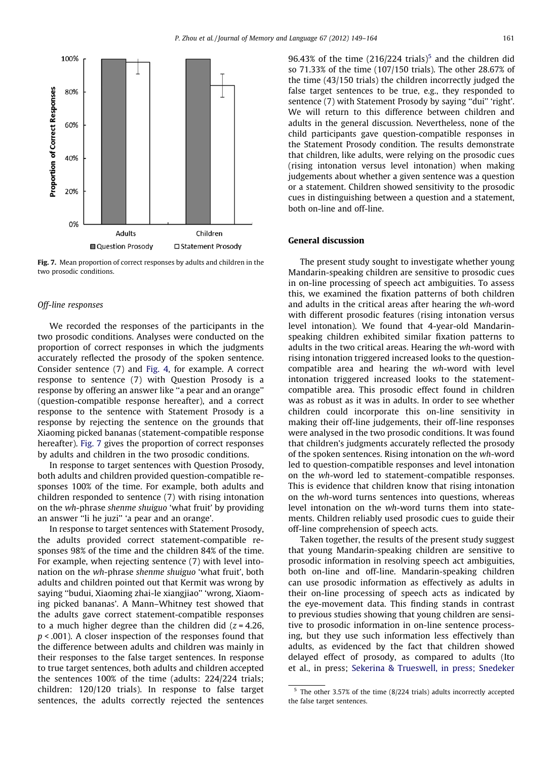Fig. 7. Mean proportion of correct responses by adults and children in the two prosodic conditions.

*Off-line responses*

We recorded the responses of the participants in the two prosodic conditions. Analyses were conducted on the proportion of correct responses in which the judgments accurately reflected the prosody of the spoken sentence. Consider sentence (7) and Fig. 4, for example. A correct response to sentence (7) with Question Prosody is a response by offering an answer like ''a pear and an orange'' (question-compatible response hereafter), and a correct response to the sentence with Statement Prosody is a response by rejecting the sentence on the grounds that Xiaoming picked bananas (statement-compatible response hereafter). Fig. 7 gives the proportion of correct responses by adults and children in the two prosodic conditions.

In response to target sentences with Question Prosody, both adults and children provided question-compatible responses 100% of the time. For example, both adults and children responded to sentence (7) with rising intonation on the *wh*-phrase *shenme shuiguo* 'what fruit' by providing an answer ''li he juzi'' 'a pear and an orange'.

In response to target sentences with Statement Prosody, the adults provided correct statement-compatible responses 98% of the time and the children 84% of the time. For example, when rejecting sentence (7) with level intonation on the *wh*-phrase *shenme shuiguo* 'what fruit', both adults and children pointed out that Kermit was wrong by saying ''budui, Xiaoming zhai-le xiangjiao'' 'wrong, Xiaoming picked bananas'. A Mann–Whitney test showed that the adults gave correct statement-compatible responses to a much higher degree than the children did ($z = 4.26$, $p < .001$). A closer inspection of the responses found that the difference between adults and children was mainly in their responses to the false target sentences. In response to true target sentences, both adults and children accepted the sentences 100% of the time (adults: 224/224 trials; children: 120/120 trials). In response to false target sentences, the adults correctly rejected the sentences 96.43% of the time (216/224 trials)[5] and the children did so 71.33% of the time (107/150 trials). The other 28.67% of the time (43/150 trials) the children incorrectly judged the false target sentences to be true, e.g., they responded to sentence (7) with Statement Prosody by saying ''dui'' 'right'. We will return to this difference between children and adults in the general discussion. Nevertheless, none of the child participants gave question-compatible responses in the Statement Prosody condition. The results demonstrate that children, like adults, were relying on the prosodic cues (rising intonation versus level intonation) when making judgements about whether a given sentence was a question or a statement. Children showed sensitivity to the prosodic cues in distinguishing between a question and a statement, both on-line and off-line.

## General discussion

The present study sought to investigate whether young Mandarin-speaking children are sensitive to prosodic cues in on-line processing of speech act ambiguities. To assess this, we examined the fixation patterns of both children and adults in the critical areas after hearing the *wh*-word with different prosodic features (rising intonation versus level intonation). We found that 4-year-old Mandarin-speaking children exhibited similar fixation patterns to adults in the two critical areas. Hearing the *wh*-word with rising intonation triggered increased looks to the question-compatible area and hearing the *wh*-word with level intonation triggered increased looks to the statement-compatible area. This prosodic effect found in children was as robust as it was in adults. In order to see whether children could incorporate this on-line sensitivity in making their off-line judgements, their off-line responses were analysed in the two prosodic conditions. It was found that children's judgments accurately reflected the prosody of the spoken sentences. Rising intonation on the *wh*-word led to question-compatible responses and level intonation on the *wh*-word led to statement-compatible responses. This is evidence that children know that rising intonation on the *wh*-word turns sentences into questions, whereas level intonation on the *wh*-word turns them into statements. Children reliably used prosodic cues to guide their off-line comprehension of speech acts.

Taken together, the results of the present study suggest that young Mandarin-speaking children are sensitive to prosodic information in resolving speech act ambiguities, both on-line and off-line. Mandarin-speaking children can use prosodic information as effectively as adults in their on-line processing of speech acts as indicated by the eye-movement data. This finding stands in contrast to previous studies showing that young children are sensitive to prosodic information in on-line sentence processing, but they use such information less effectively than adults, as evidenced by the fact that children showed delayed effect of prosody, as compared to adults (Ito et al., in press; Sekerina & Trueswell, in press; Snedeker

[5] The other 3.57% of the time (8/224 trials) adults incorrectly accepted the false target sentences.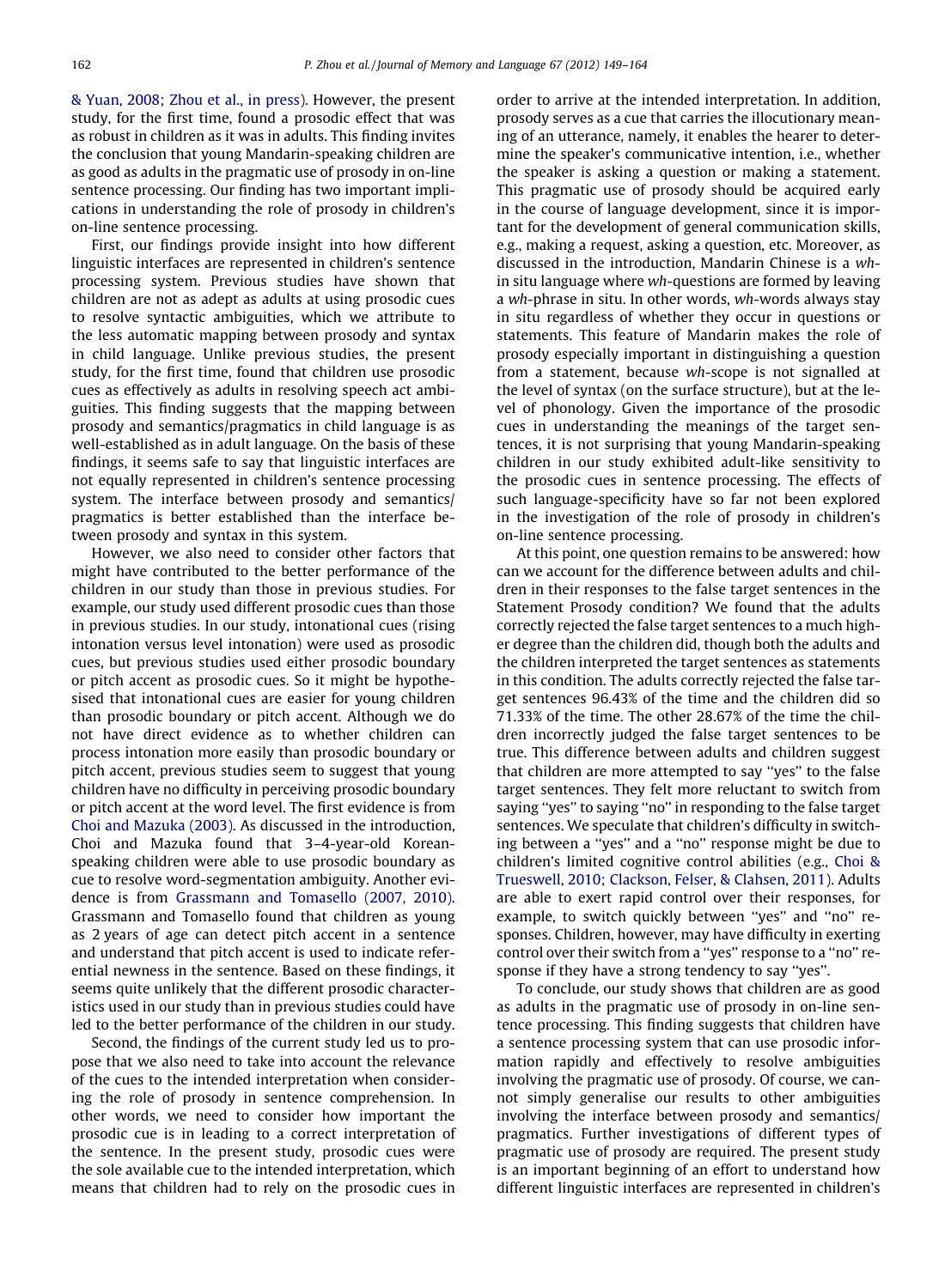& Yuan, 2008; Zhou et al., in press). However, the present study, for the first time, found a prosodic effect that was as robust in children as it was in adults. This finding invites the conclusion that young Mandarin-speaking children are as good as adults in the pragmatic use of prosody in on-line sentence processing. Our finding has two important implications in understanding the role of prosody in children's on-line sentence processing.

First, our findings provide insight into how different linguistic interfaces are represented in children's sentence processing system. Previous studies have shown that children are not as adept as adults at using prosodic cues to resolve syntactic ambiguities, which we attribute to the less automatic mapping between prosody and syntax in child language. Unlike previous studies, the present study, for the first time, found that children use prosodic cues as effectively as adults in resolving speech act ambiguities. This finding suggests that the mapping between prosody and semantics/pragmatics in child language is as well-established as in adult language. On the basis of these findings, it seems safe to say that linguistic interfaces are not equally represented in children's sentence processing system. The interface between prosody and semantics/pragmatics is better established than the interface between prosody and syntax in this system.

However, we also need to consider other factors that might have contributed to the better performance of the children in our study than those in previous studies. For example, our study used different prosodic cues than those in previous studies. In our study, intonational cues (rising intonation versus level intonation) were used as prosodic cues, but previous studies used either prosodic boundary or pitch accent as prosodic cues. So it might be hypothesised that intonational cues are easier for young children than prosodic boundary or pitch accent. Although we do not have direct evidence as to whether children can process intonation more easily than prosodic boundary or pitch accent, previous studies seem to suggest that young children have no difficulty in perceiving prosodic boundary or pitch accent at the word level. The first evidence is from Choi and Mazuka (2003). As discussed in the introduction, Choi and Mazuka found that 3–4-year-old Korean-speaking children were able to use prosodic boundary as cue to resolve word-segmentation ambiguity. Another evidence is from Grassmann and Tomasello (2007, 2010). Grassmann and Tomasello found that children as young as 2 years of age can detect pitch accent in a sentence and understand that pitch accent is used to indicate referential newness in the sentence. Based on these findings, it seems quite unlikely that the different prosodic characteristics used in our study than in previous studies could have led to the better performance of the children in our study.

Second, the findings of the current study led us to propose that we also need to take into account the relevance of the cues to the intended interpretation when considering the role of prosody in sentence comprehension. In other words, we need to consider how important the prosodic cue is in leading to a correct interpretation of the sentence. In the present study, prosodic cues were the sole available cue to the intended interpretation, which means that children had to rely on the prosodic cues in order to arrive at the intended interpretation. In addition, prosody serves as a cue that carries the illocutionary meaning of an utterance, namely, it enables the hearer to determine the speaker's communicative intention, i.e., whether the speaker is asking a question or making a statement. This pragmatic use of prosody should be acquired early in the course of language development, since it is important for the development of general communication skills, e.g., making a request, asking a question, etc. Moreover, as discussed in the introduction, Mandarin Chinese is a *wh*-in situ language where *wh*-questions are formed by leaving a *wh*-phrase in situ. In other words, *wh*-words always stay in situ regardless of whether they occur in questions or statements. This feature of Mandarin makes the role of prosody especially important in distinguishing a question from a statement, because *wh*-scope is not signalled at the level of syntax (on the surface structure), but at the level of phonology. Given the importance of the prosodic cues in understanding the meanings of the target sentences, it is not surprising that young Mandarin-speaking children in our study exhibited adult-like sensitivity to the prosodic cues in sentence processing. The effects of such language-specificity have so far not been explored in the investigation of the role of prosody in children's on-line sentence processing.

At this point, one question remains to be answered: how can we account for the difference between adults and children in their responses to the false target sentences in the Statement Prosody condition? We found that the adults correctly rejected the false target sentences to a much higher degree than the children did, though both the adults and the children interpreted the target sentences as statements in this condition. The adults correctly rejected the false target sentences 96.43% of the time and the children did so 71.33% of the time. The other 28.67% of the time the children incorrectly judged the false target sentences to be true. This difference between adults and children suggest that children are more attempted to say "yes" to the false target sentences. They felt more reluctant to switch from saying "yes" to saying "no" in responding to the false target sentences. We speculate that children's difficulty in switching between a "yes" and a "no" response might be due to children's limited cognitive control abilities (e.g., Choi & Trueswell, 2010; Clackson, Felser, & Clahsen, 2011). Adults are able to exert rapid control over their responses, for example, to switch quickly between "yes" and "no" responses. Children, however, may have difficulty in exerting control over their switch from a "yes" response to a "no" response if they have a strong tendency to say "yes".

To conclude, our study shows that children are as good as adults in the pragmatic use of prosody in on-line sentence processing. This finding suggests that children have a sentence processing system that can use prosodic information rapidly and effectively to resolve ambiguities involving the pragmatic use of prosody. Of course, we cannot simply generalise our results to other ambiguities involving the interface between prosody and semantics/pragmatics. Further investigations of different types of pragmatic use of prosody are required. The present study is an important beginning of an effort to understand how different linguistic interfaces are represented in children's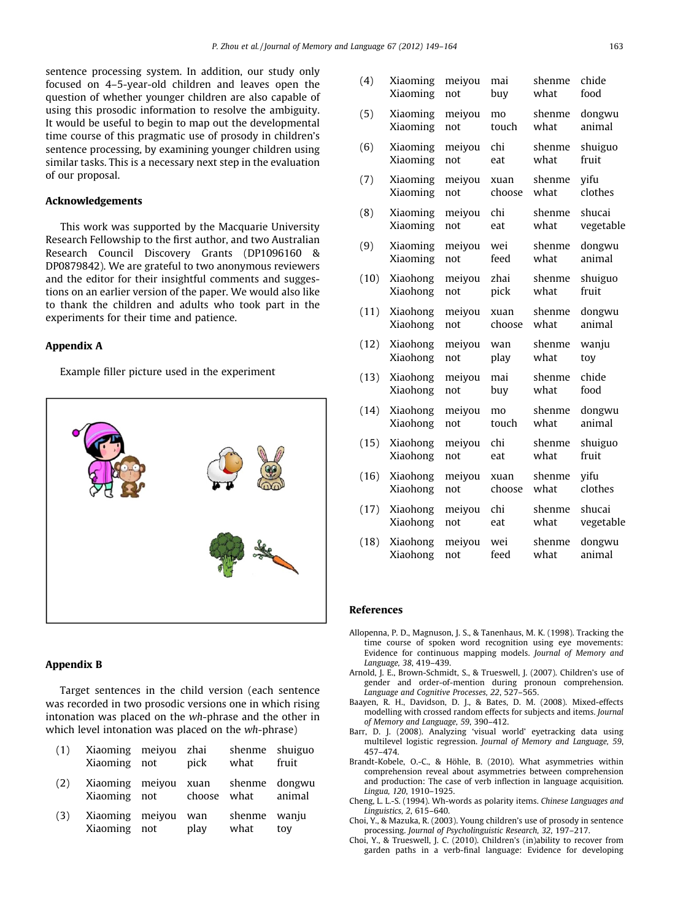sentence processing system. In addition, our study only focused on 4–5-year-old children and leaves open the question of whether younger children are also capable of using this prosodic information to resolve the ambiguity. It would be useful to begin to map out the developmental time course of this pragmatic use of prosody in children's sentence processing, by examining younger children using similar tasks. This is a necessary next step in the evaluation of our proposal.

## Acknowledgements

This work was supported by the Macquarie University Research Fellowship to the first author, and two Australian Research Council Discovery Grants (DP1096160 & DP0879842). We are grateful to two anonymous reviewers and the editor for their insightful comments and suggestions on an earlier version of the paper. We would also like to thank the children and adults who took part in the experiments for their time and patience.

## Appendix A

Example filler picture used in the experiment

## Appendix B

Target sentences in the child version (each sentence was recorded in two prosodic versions one in which rising intonation was placed on the *wh*-phrase and the other in which level intonation was placed on the *wh*-phrase)

| | | | | | |
|---|---|---|---|---|---|
| (1) | Xiaoming<br>Xiaoming | meiyou<br>not | zhai<br>pick | shenme<br>what | shuiguo<br>fruit |
| (2) | Xiaoming<br>Xiaoming | meiyou<br>not | xuan<br>choose | shenme<br>what | dongwu<br>animal |
| (3) | Xiaoming<br>Xiaoming | meiyou<br>not | wan<br>play | shenme<br>what | wanju<br>toy |
| (4) | Xiaoming<br>Xiaoming | meiyou<br>not | mai<br>buy | shenme<br>what | chide<br>food |
| (5) | Xiaoming<br>Xiaoming | meiyou<br>not | mo<br>touch | shenme<br>what | dongwu<br>animal |
| (6) | Xiaoming<br>Xiaoming | meiyou<br>not | chi<br>eat | shenme<br>what | shuiguo<br>fruit |
| (7) | Xiaoming<br>Xiaoming | meiyou<br>not | xuan<br>choose | shenme<br>what | yifu<br>clothes |
| (8) | Xiaoming<br>Xiaoming | meiyou<br>not | chi<br>eat | shenme<br>what | shucai<br>vegetable |
| (9) | Xiaoming<br>Xiaoming | meiyou<br>not | wei<br>feed | shenme<br>what | dongwu<br>animal |
| (10) | Xiaohong<br>Xiaohong | meiyou<br>not | zhai<br>pick | shenme<br>what | shuiguo<br>fruit |
| (11) | Xiaohong<br>Xiaohong | meiyou<br>not | xuan<br>choose | shenme<br>what | dongwu<br>animal |
| (12) | Xiaohong<br>Xiaohong | meiyou<br>not | wan<br>play | shenme<br>what | wanju<br>toy |
| (13) | Xiaohong<br>Xiaohong | meiyou<br>not | mai<br>buy | shenme<br>what | chide<br>food |
| (14) | Xiaohong<br>Xiaohong | meiyou<br>not | mo<br>touch | shenme<br>what | dongwu<br>animal |
| (15) | Xiaohong<br>Xiaohong | meiyou<br>not | chi<br>eat | shenme<br>what | shuiguo<br>fruit |
| (16) | Xiaohong<br>Xiaohong | meiyou<br>not | xuan<br>choose | shenme<br>what | yifu<br>clothes |
| (17) | Xiaohong<br>Xiaohong | meiyou<br>not | chi<br>eat | shenme<br>what | shucai<br>vegetable |
| (18) | Xiaohong<br>Xiaohong | meiyou<br>not | wei<br>feed | shenme<br>what | dongwu<br>animal |

## References

Allopenna, P. D., Magnuson, J. S., & Tanenhaus, M. K. (1998). Tracking the time course of spoken word recognition using eye movements: Evidence for continuous mapping models. *Journal of Memory and Language, 38*, 419–439.

Arnold, J. E., Brown-Schmidt, S., & Trueswell, J. (2007). Children's use of gender and order-of-mention during pronoun comprehension. *Language and Cognitive Processes, 22*, 527–565.

Baayen, R. H., Davidson, D. J., & Bates, D. M. (2008). Mixed-effects modelling with crossed random effects for subjects and items. *Journal of Memory and Language, 59*, 390–412.

Barr, D. J. (2008). Analyzing 'visual world' eyetracking data using multilevel logistic regression. *Journal of Memory and Language, 59*, 457–474.

Brandt-Kobele, O.-C., & Höhle, B. (2010). What asymmetries within comprehension reveal about asymmetries between comprehension and production: The case of verb inflection in language acquisition. *Lingua, 120*, 1910–1925.

Cheng, L. L.-S. (1994). Wh-words as polarity items. *Chinese Languages and Linguistics, 2*, 615–640.

Choi, Y., & Mazuka, R. (2003). Young children's use of prosody in sentence processing. *Journal of Psycholinguistic Research, 32*, 197–217.

Choi, Y., & Trueswell, J. C. (2010). Children's (in)ability to recover from garden paths in a verb-final language: Evidence for developing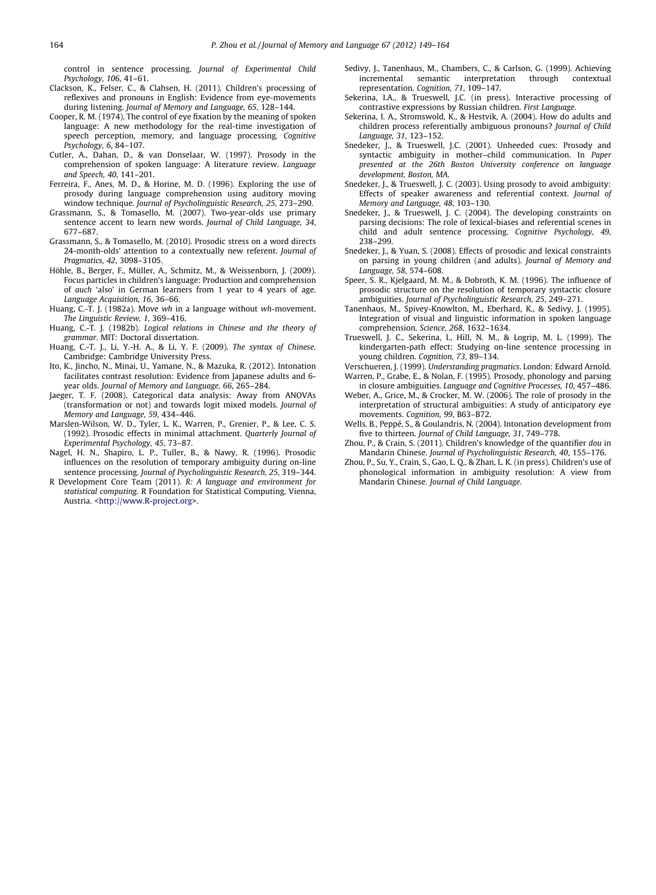control in sentence processing. *Journal of Experimental Child Psychology, 106*, 41–61.

Clackson, K., Felser, C., & Clahsen, H. (2011). Children's processing of reflexives and pronouns in English: Evidence from eye-movements during listening. *Journal of Memory and Language, 65*, 128–144.

Cooper, R. M. (1974). The control of eye fixation by the meaning of spoken language: A new methodology for the real-time investigation of speech perception, memory, and language processing. *Cognitive Psychology, 6*, 84–107.

Cutler, A., Dahan, D., & van Donselaar, W. (1997). Prosody in the comprehension of spoken language: A literature review. *Language and Speech, 40*, 141–201.

Ferreira, F., Anes, M. D., & Horine, M. D. (1996). Exploring the use of prosody during language comprehension using auditory moving window technique. *Journal of Psycholinguistic Research, 25*, 273–290.

Grassmann, S., & Tomasello, M. (2007). Two-year-olds use primary sentence accent to learn new words. *Journal of Child Language, 34*, 677–687.

Grassmann, S., & Tomasello, M. (2010). Prosodic stress on a word directs 24-month-olds' attention to a contextually new referent. *Journal of Pragmatics, 42*, 3098–3105.

Höhle, B., Berger, F., Müller, A., Schmitz, M., & Weissenborn, J. (2009). Focus particles in children's language: Production and comprehension of *auch* 'also' in German learners from 1 year to 4 years of age. *Language Acquisition, 16*, 36–66.

Huang, C.-T. J. (1982a). Move *wh* in a language without *wh*-movement. *The Linguistic Review, 1*, 369–416.

Huang, C.-T. J. (1982b). *Logical relations in Chinese and the theory of grammar*. MIT: Doctoral dissertation.

Huang, C.-T. J., Li, Y.-H. A., & Li, Y. F. (2009). *The syntax of Chinese*. Cambridge: Cambridge University Press.

Ito, K., Jincho, N., Minai, U., Yamane, N., & Mazuka, R. (2012). Intonation facilitates contrast resolution: Evidence from Japanese adults and 6-year olds. *Journal of Memory and Language, 66*, 265–284.

Jaeger, T. F. (2008). Categorical data analysis: Away from ANOVAs (transformation or not) and towards logit mixed models. *Journal of Memory and Language, 59*, 434–446.

Marslen-Wilson, W. D., Tyler, L. K., Warren, P., Grenier, P., & Lee, C. S. (1992). Prosodic effects in minimal attachment. *Quarterly Journal of Experimental Psychology, 45*, 73–87.

Nagel, H. N., Shapiro, L. P., Tuller, B., & Nawy, R. (1996). Prosodic influences on the resolution of temporary ambiguity during on-line sentence processing. *Journal of Psycholinguistic Research, 25*, 319–344.

R Development Core Team (2011). *R: A language and environment for statistical computing*. R Foundation for Statistical Computing, Vienna, Austria. <http://www.R-project.org>.

Sedivy, J., Tanenhaus, M., Chambers, C., & Carlson, G. (1999). Achieving incremental semantic interpretation through contextual representation. *Cognition, 71*, 109–147.

Sekerina, I.A., & Trueswell, J.C. (in press). Interactive processing of contrastive expressions by Russian children. *First Language*.

Sekerina, I. A., Stromswold, K., & Hestvik, A. (2004). How do adults and children process referentially ambiguous pronouns? *Journal of Child Language, 31*, 123–152.

Snedeker, J., & Trueswell, J.C. (2001). Unheeded cues: Prosody and syntactic ambiguity in mother–child communication. In *Paper presented at the 26th Boston University conference on language development, Boston, MA*.

Snedeker, J., & Trueswell, J. C. (2003). Using prosody to avoid ambiguity: Effects of speaker awareness and referential context. *Journal of Memory and Language, 48*, 103–130.

Snedeker, J., & Trueswell, J. C. (2004). The developing constraints on parsing decisions: The role of lexical-biases and referential scenes in child and adult sentence processing. *Cognitive Psychology, 49*, 238–299.

Snedeker, J., & Yuan, S. (2008). Effects of prosodic and lexical constraints on parsing in young children (and adults). *Journal of Memory and Language, 58*, 574–608.

Speer, S. R., Kjelgaard, M. M., & Dobroth, K. M. (1996). The influence of prosodic structure on the resolution of temporary syntactic closure ambiguities. *Journal of Psycholinguistic Research, 25*, 249–271.

Tanenhaus, M., Spivey-Knowlton, M., Eberhard, K., & Sedivy, J. (1995). Integration of visual and linguistic information in spoken language comprehension. *Science, 268*, 1632–1634.

Trueswell, J. C., Sekerina, I., Hill, N. M., & Logrip, M. L. (1999). The kindergarten-path effect: Studying on-line sentence processing in young children. *Cognition, 73*, 89–134.

Verschueren, J. (1999). *Understanding pragmatics*. London: Edward Arnold.

Warren, P., Grabe, E., & Nolan, F. (1995). Prosody, phonology and parsing in closure ambiguities. *Language and Cognitive Processes, 10*, 457–486.

Weber, A., Grice, M., & Crocker, M. W. (2006). The role of prosody in the interpretation of structural ambiguities: A study of anticipatory eye movements. *Cognition, 99*, B63–B72.

Wells, B., Peppé, S., & Goulandris, N. (2004). Intonation development from five to thirteen. *Journal of Child Language, 31*, 749–778.

Zhou, P., & Crain, S. (2011). Children's knowledge of the quantifier *dou* in Mandarin Chinese. *Journal of Psycholinguistic Research, 40*, 155–176.

Zhou, P., Su, Y., Crain, S., Gao, L. Q., & Zhan, L. K. (in press). Children's use of phonological information in ambiguity resolution: A view from Mandarin Chinese. *Journal of Child Language*.